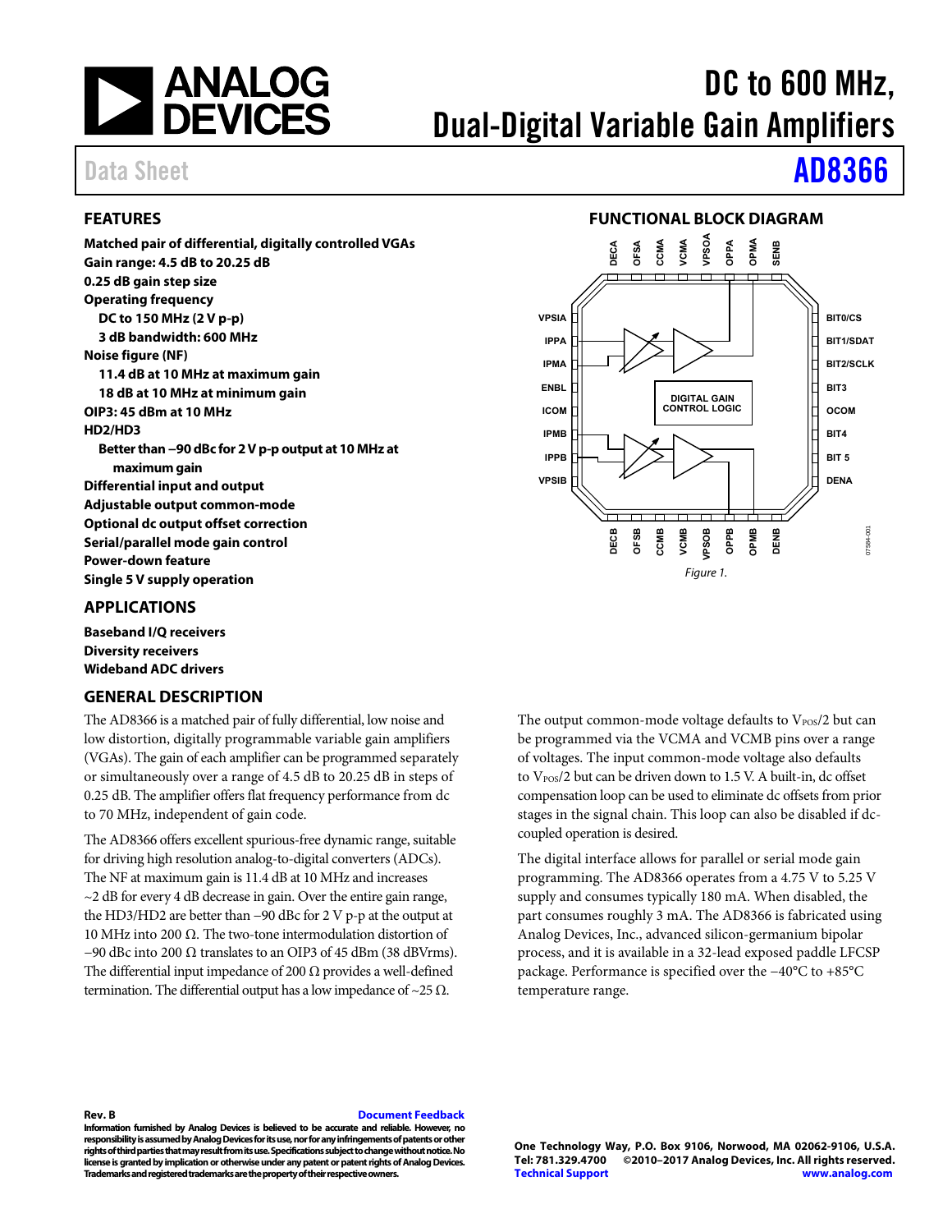# DC to 600 MHz, Dual-Digital Variable Gain Amplifiers

Data Sheet **AD8366**

## FEATURES

**Matched pair of differential, digitally controlled VGAs**
**Gain range: 4.5 dB to 20.25 dB**
**0.25 dB gain step size**
**Operating frequency**
- **DC to 150 MHz (2 V p-p)**
- **3 dB bandwidth: 600 MHz**

**Noise figure (NF)**
- **11.4 dB at 10 MHz at maximum gain**
- **18 dB at 10 MHz at minimum gain**

**OIP3: 45 dBm at 10 MHz**
**HD2/HD3**
- **Better than −90 dBc for 2 V p-p output at 10 MHz at maximum gain**

**Differential input and output**
**Adjustable output common-mode**
**Optional dc output offset correction**
**Serial/parallel mode gain control**
**Power-down feature**
**Single 5 V supply operation**

## APPLICATIONS

**Baseband I/Q receivers**
**Diversity receivers**
**Wideband ADC drivers**

## FUNCTIONAL BLOCK DIAGRAM

*Figure 1.*

## GENERAL DESCRIPTION

The AD8366 is a matched pair of fully differential, low noise and low distortion, digitally programmable variable gain amplifiers (VGAs). The gain of each amplifier can be programmed separately or simultaneously over a range of 4.5 dB to 20.25 dB in steps of 0.25 dB. The amplifier offers flat frequency performance from dc to 70 MHz, independent of gain code.

The AD8366 offers excellent spurious-free dynamic range, suitable for driving high resolution analog-to-digital converters (ADCs). The NF at maximum gain is 11.4 dB at 10 MHz and increases ~2 dB for every 4 dB decrease in gain. Over the entire gain range, the HD3/HD2 are better than −90 dBc for 2 V p-p at the output at 10 MHz into 200 Ω. The two-tone intermodulation distortion of −90 dBc into 200 Ω translates to an OIP3 of 45 dBm (38 dBVrms). The differential input impedance of 200 Ω provides a well-defined termination. The differential output has a low impedance of ~25 Ω.

The output common-mode voltage defaults to $V_{POS}/2$ but can be programmed via the VCMA and VCMB pins over a range of voltages. The input common-mode voltage also defaults to $V_{POS}/2$ but can be driven down to 1.5 V. A built-in, dc offset compensation loop can be used to eliminate dc offsets from prior stages in the signal chain. This loop can also be disabled if dc-coupled operation is desired.

The digital interface allows for parallel or serial mode gain programming. The AD8366 operates from a 4.75 V to 5.25 V supply and consumes typically 180 mA. When disabled, the part consumes roughly 3 mA. The AD8366 is fabricated using Analog Devices, Inc., advanced silicon-germanium bipolar process, and it is available in a 32-lead exposed paddle LFCSP package. Performance is specified over the −40°C to +85°C temperature range.

**Rev. B** Document Feedback

**Information furnished by Analog Devices is believed to be accurate and reliable. However, no responsibility is assumed by Analog Devices for its use, nor for any infringements of patents or other rights of third parties that may result from its use. Specifications subject to change without notice. No license is granted by implication or otherwise under any patent or patent rights of Analog Devices. Trademarks and registered trademarks are the property of their respective owners.**

**One Technology Way, P.O. Box 9106, Norwood, MA 02062-9106, U.S.A.**
**Tel: 781.329.4700 ©2010–2017 Analog Devices, Inc. All rights reserved.**
**Technical Support www.analog.com**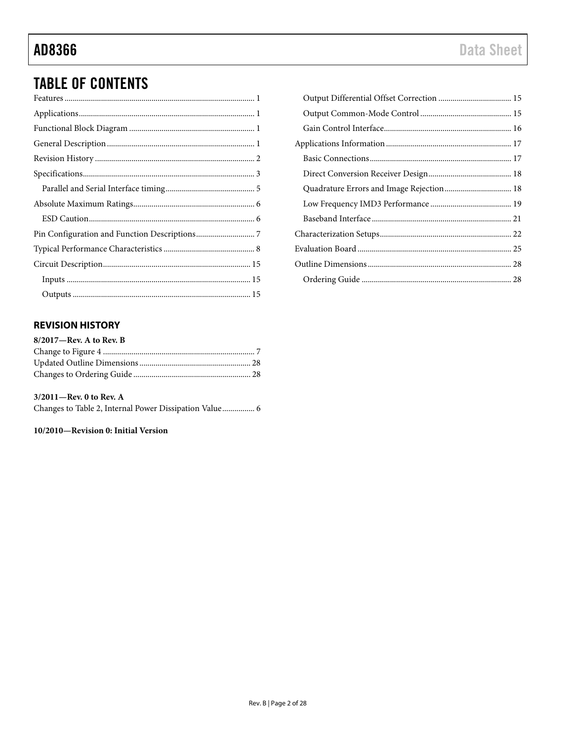## TABLE OF CONTENTS

Features ............................................................................................ 1
Applications ...................................................................................... 1
Functional Block Diagram .............................................................. 1
General Description ......................................................................... 1
Revision History ............................................................................... 2
Specifications ..................................................................................... 3
    Parallel and Serial Interface timing ............................................ 5
Absolute Maximum Ratings ............................................................ 6
    ESD Caution .................................................................................. 6
Pin Configuration and Function Descriptions ............................. 7
Typical Performance Characteristics ............................................. 8
Circuit Description ......................................................................... 15
    Inputs ........................................................................................... 15
    Outputs ........................................................................................ 15
    Output Differential Offset Correction .................................... 15
    Output Common-Mode Control ............................................. 15
    Gain Control Interface ............................................................... 16
Applications Information .............................................................. 17
    Basic Connections ...................................................................... 17
    Direct Conversion Receiver Design ......................................... 18
    Quadrature Errors and Image Rejection ................................. 18
    Low Frequency IMD3 Performance ........................................ 19
    Baseband Interface ..................................................................... 21
Characterization Setups ................................................................. 22
Evaluation Board ............................................................................ 25
Outline Dimensions ....................................................................... 28
    Ordering Guide .......................................................................... 28

### REVISION HISTORY

**8/2017—Rev. A to Rev. B**

Change to Figure 4 ........................................................................... 7
Updated Outline Dimensions ....................................................... 28
Changes to Ordering Guide .......................................................... 28

**3/2011—Rev. 0 to Rev. A**

Changes to Table 2, Internal Power Dissipation Value ................ 6

**10/2010—Revision 0: Initial Version**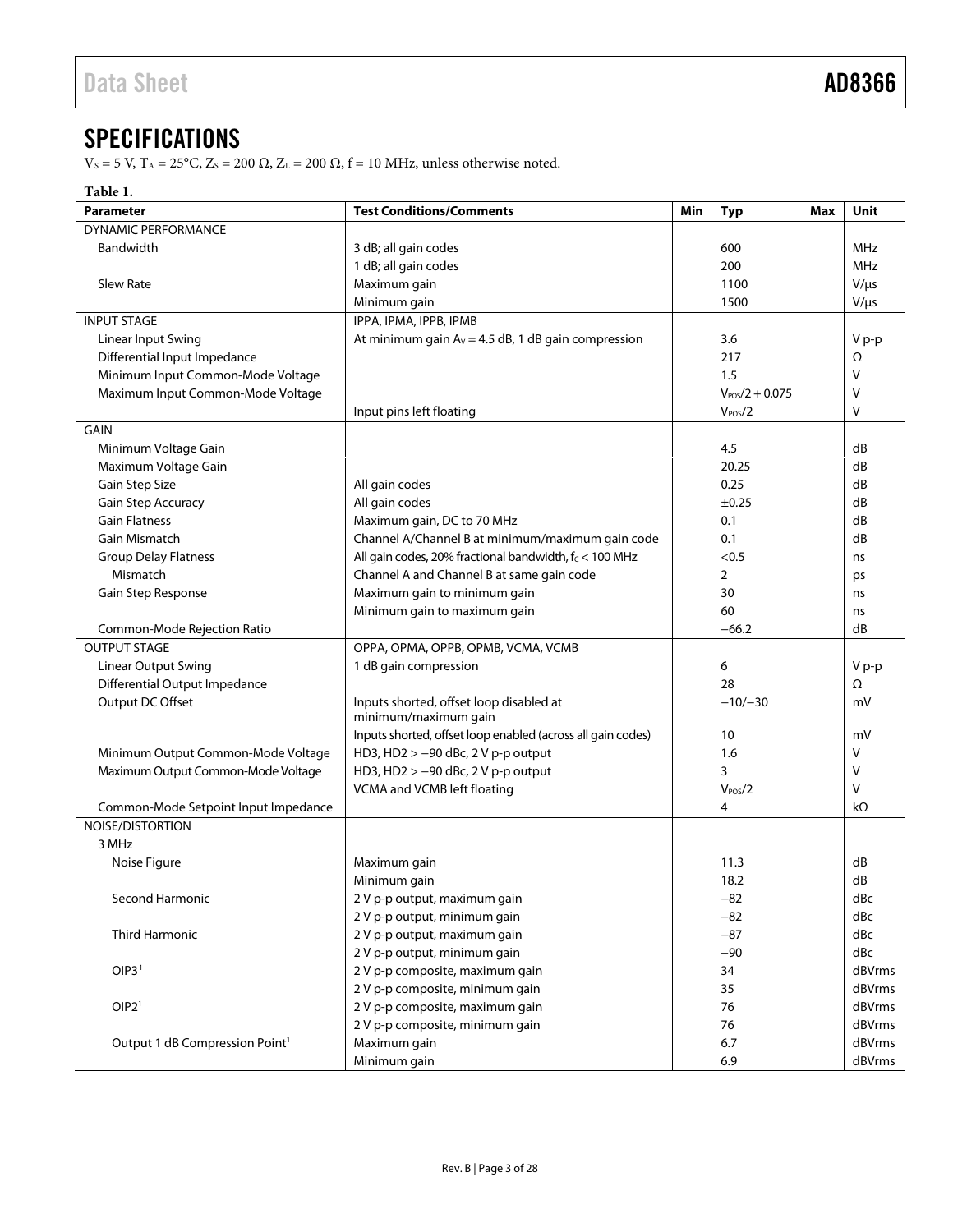## SPECIFICATIONS

$V_S$ = 5 V, $T_A$ = 25°C, $Z_S$ = 200 Ω, $Z_L$ = 200 Ω, f = 10 MHz, unless otherwise noted.

**Table 1.**

| Parameter | Test Conditions/Comments | Min | Typ | Max | Unit |
|---|---|---|---|---|---|
| DYNAMIC PERFORMANCE | | | | | |
| Bandwidth | 3 dB; all gain codes | | 600 | | MHz |
| | 1 dB; all gain codes | | 200 | | MHz |
| Slew Rate | Maximum gain | | 1100 | | V/μs |
| | Minimum gain | | 1500 | | V/μs |
| INPUT STAGE | IPPA, IPMA, IPPB, IPMB | | | | |
| Linear Input Swing | At minimum gain $A_V$ = 4.5 dB, 1 dB gain compression | | 3.6 | | V p-p |
| Differential Input Impedance | | | 217 | | Ω |
| Minimum Input Common-Mode Voltage | | | 1.5 | | V |
| Maximum Input Common-Mode Voltage | | | $V_{POS}/2 + 0.075$ | | V |
| | Input pins left floating | | $V_{POS}/2$ | | V |
| GAIN | | | | | |
| Minimum Voltage Gain | | | 4.5 | | dB |
| Maximum Voltage Gain | | | 20.25 | | dB |
| Gain Step Size | All gain codes | | 0.25 | | dB |
| Gain Step Accuracy | All gain codes | | ±0.25 | | dB |
| Gain Flatness | Maximum gain, DC to 70 MHz | | 0.1 | | dB |
| Gain Mismatch | Channel A/Channel B at minimum/maximum gain code | | 0.1 | | dB |
| Group Delay Flatness | All gain codes, 20% fractional bandwidth, $f_C$ < 100 MHz | | <0.5 | | ns |
| Mismatch | Channel A and Channel B at same gain code | | 2 | | ps |
| Gain Step Response | Maximum gain to minimum gain | | 30 | | ns |
| | Minimum gain to maximum gain | | 60 | | ns |
| Common-Mode Rejection Ratio | | | −66.2 | | dB |
| OUTPUT STAGE | OPPA, OPMA, OPPB, OPMB, VCMA, VCMB | | | | |
| Linear Output Swing | 1 dB gain compression | | 6 | | V p-p |
| Differential Output Impedance | | | 28 | | Ω |
| Output DC Offset | Inputs shorted, offset loop disabled at minimum/maximum gain | | −10/−30 | | mV |
| | Inputs shorted, offset loop enabled (across all gain codes) | | 10 | | mV |
| Minimum Output Common-Mode Voltage | HD3, HD2 > −90 dBc, 2 V p-p output | | 1.6 | | V |
| Maximum Output Common-Mode Voltage | HD3, HD2 > −90 dBc, 2 V p-p output | | 3 | | V |
| | VCMA and VCMB left floating | | $V_{POS}/2$ | | V |
| Common-Mode Setpoint Input Impedance | | | 4 | | kΩ |
| NOISE/DISTORTION | | | | | |
| 3 MHz | | | | | |
| Noise Figure | Maximum gain | | 11.3 | | dB |
| | Minimum gain | | 18.2 | | dB |
| Second Harmonic | 2 V p-p output, maximum gain | | −82 | | dBc |
| | 2 V p-p output, minimum gain | | −82 | | dBc |
| Third Harmonic | 2 V p-p output, maximum gain | | −87 | | dBc |
| | 2 V p-p output, minimum gain | | −90 | | dBc |
| OIP3[1] | 2 V p-p composite, maximum gain | | 34 | | dBVrms |
| | 2 V p-p composite, minimum gain | | 35 | | dBVrms |
| OIP2[1] | 2 V p-p composite, maximum gain | | 76 | | dBVrms |
| | 2 V p-p composite, minimum gain | | 76 | | dBVrms |
| Output 1 dB Compression Point[1] | Maximum gain | | 6.7 | | dBVrms |
| | Minimum gain | | 6.9 | | dBVrms |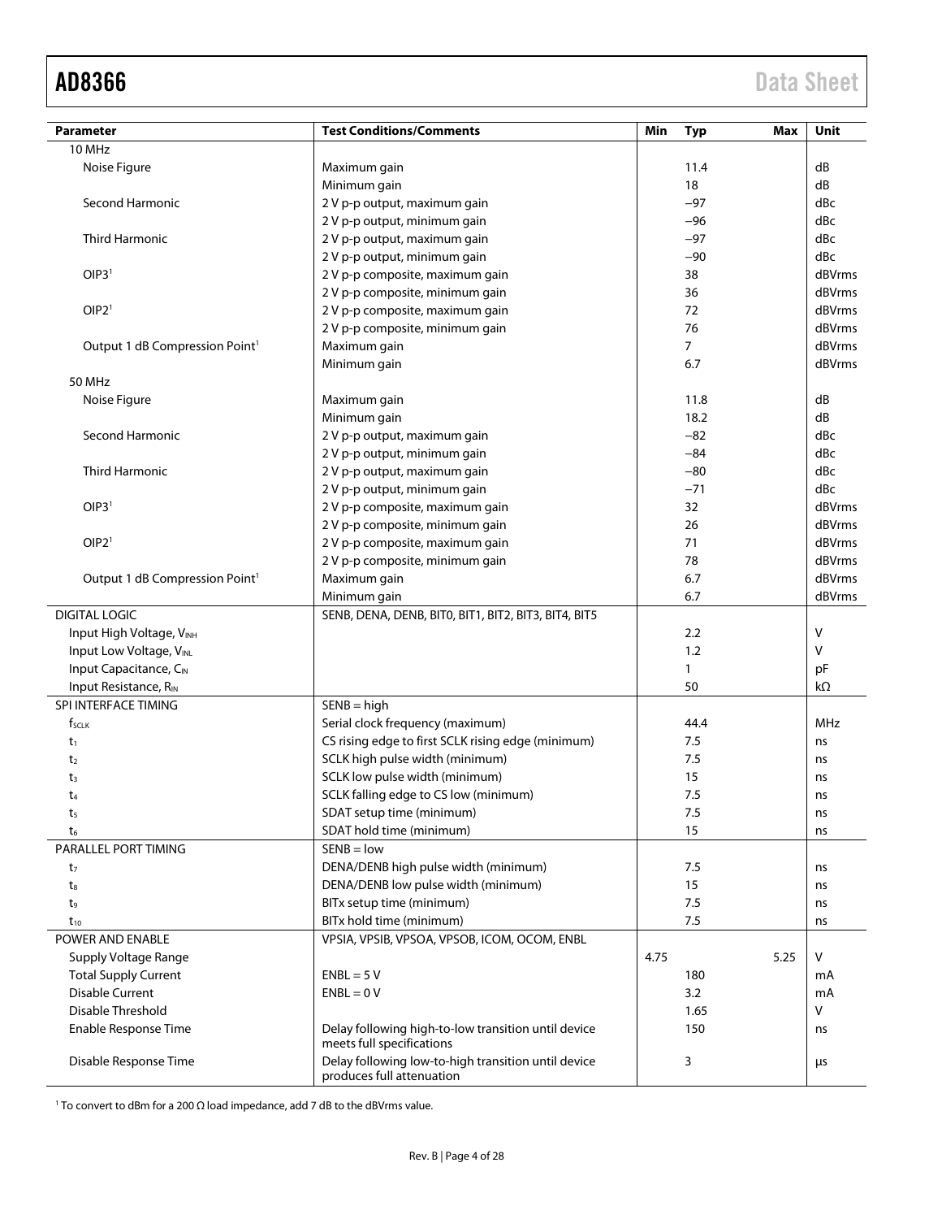| Parameter | Test Conditions/Comments | Min | Typ | Max | Unit |
|---|---|---|---|---|---|
| 10 MHz | | | | | |
| Noise Figure | Maximum gain | | 11.4 | | dB |
| | Minimum gain | | 18 | | dB |
| Second Harmonic | 2 V p-p output, maximum gain | | −97 | | dBc |
| | 2 V p-p output, minimum gain | | −96 | | dBc |
| Third Harmonic | 2 V p-p output, maximum gain | | −97 | | dBc |
| | 2 V p-p output, minimum gain | | −90 | | dBc |
| OIP3[1] | 2 V p-p composite, maximum gain | | 38 | | dBVrms |
| | 2 V p-p composite, minimum gain | | 36 | | dBVrms |
| OIP2[1] | 2 V p-p composite, maximum gain | | 72 | | dBVrms |
| | 2 V p-p composite, minimum gain | | 76 | | dBVrms |
| Output 1 dB Compression Point[1] | Maximum gain | | 7 | | dBVrms |
| | Minimum gain | | 6.7 | | dBVrms |
| 50 MHz | | | | | |
| Noise Figure | Maximum gain | | 11.8 | | dB |
| | Minimum gain | | 18.2 | | dB |
| Second Harmonic | 2 V p-p output, maximum gain | | −82 | | dBc |
| | 2 V p-p output, minimum gain | | −84 | | dBc |
| Third Harmonic | 2 V p-p output, maximum gain | | −80 | | dBc |
| | 2 V p-p output, minimum gain | | −71 | | dBc |
| OIP3[1] | 2 V p-p composite, maximum gain | | 32 | | dBVrms |
| | 2 V p-p composite, minimum gain | | 26 | | dBVrms |
| OIP2[1] | 2 V p-p composite, maximum gain | | 71 | | dBVrms |
| | 2 V p-p composite, minimum gain | | 78 | | dBVrms |
| Output 1 dB Compression Point[1] | Maximum gain | | 6.7 | | dBVrms |
| | Minimum gain | | 6.7 | | dBVrms |
| DIGITAL LOGIC | SENB, DENA, DENB, BIT0, BIT1, BIT2, BIT3, BIT4, BIT5 | | | | |
| Input High Voltage, $V_{INH}$ | | | 2.2 | | V |
| Input Low Voltage, $V_{INL}$ | | | 1.2 | | V |
| Input Capacitance, $C_{IN}$ | | | 1 | | pF |
| Input Resistance, $R_{IN}$ | | | 50 | | kΩ |
| SPI INTERFACE TIMING | SENB = high | | | | |
| $f_{SCLK}$ | Serial clock frequency (maximum) | | 44.4 | | MHz |
| $t_1$ | CS rising edge to first SCLK rising edge (minimum) | | 7.5 | | ns |
| $t_2$ | SCLK high pulse width (minimum) | | 7.5 | | ns |
| $t_3$ | SCLK low pulse width (minimum) | | 15 | | ns |
| $t_4$ | SCLK falling edge to CS low (minimum) | | 7.5 | | ns |
| $t_5$ | SDAT setup time (minimum) | | 7.5 | | ns |
| $t_6$ | SDAT hold time (minimum) | | 15 | | ns |
| PARALLEL PORT TIMING | SENB = low | | | | |
| $t_7$ | DENA/DENB high pulse width (minimum) | | 7.5 | | ns |
| $t_8$ | DENA/DENB low pulse width (minimum) | | 15 | | ns |
| $t_9$ | BITx setup time (minimum) | | 7.5 | | ns |
| $t_{10}$ | BITx hold time (minimum) | | 7.5 | | ns |
| POWER AND ENABLE | VPSIA, VPSIB, VPSOA, VPSOB, ICOM, OCOM, ENBL | | | | |
| Supply Voltage Range | | 4.75 | | 5.25 | V |
| Total Supply Current | ENBL = 5 V | | 180 | | mA |
| Disable Current | ENBL = 0 V | | 3.2 | | mA |
| Disable Threshold | | | 1.65 | | V |
| Enable Response Time | Delay following high-to-low transition until device meets full specifications | | 150 | | ns |
| Disable Response Time | Delay following low-to-high transition until device produces full attenuation | | 3 | | μs |

[1] To convert to dBm for a 200 Ω load impedance, add 7 dB to the dBVrms value.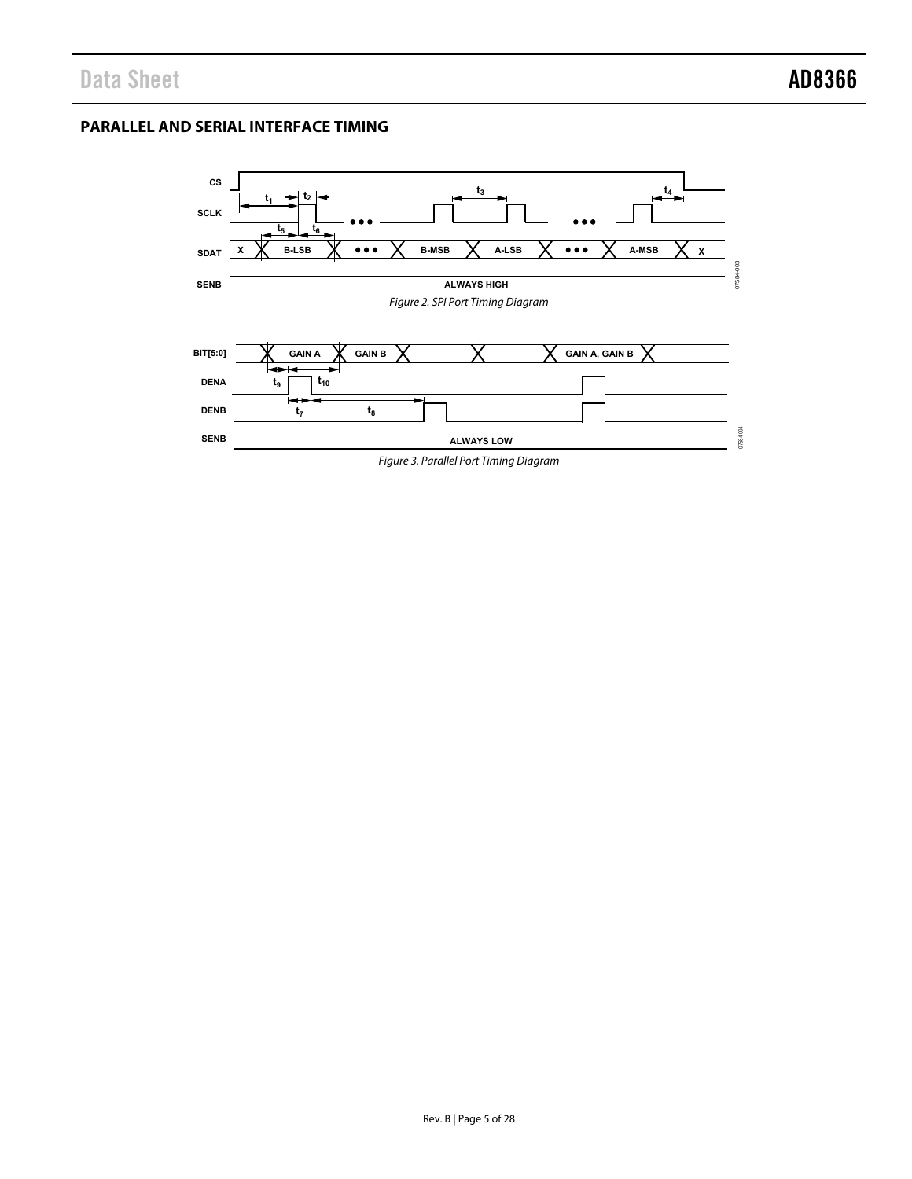## PARALLEL AND SERIAL INTERFACE TIMING

*Figure 2. SPI Port Timing Diagram*

*Figure 3. Parallel Port Timing Diagram*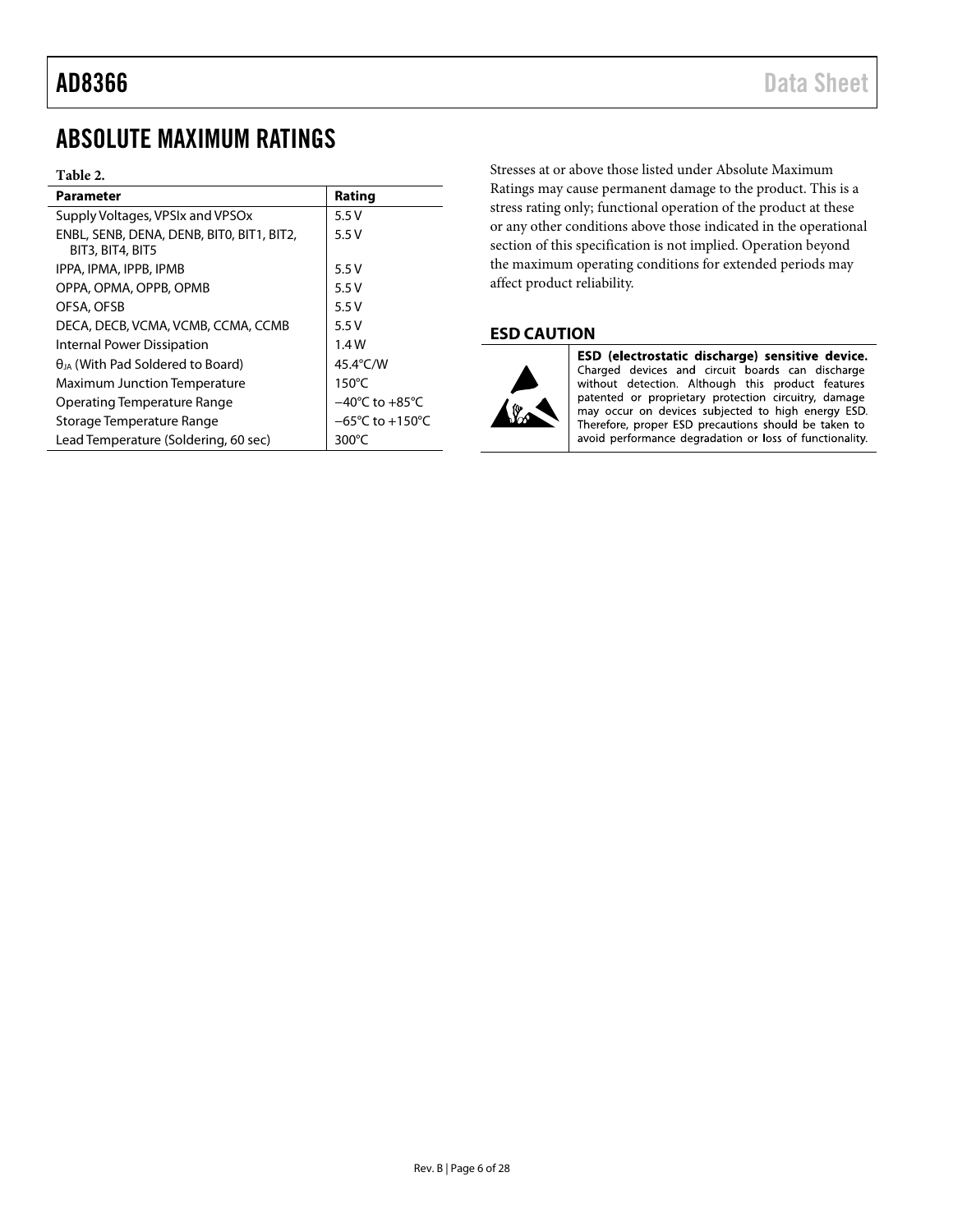# ABSOLUTE MAXIMUM RATINGS

**Table 2.**

| Parameter | Rating |
|---|---|
| Supply Voltages, VPSIx and VPSOx | 5.5 V |
| ENBL, SENB, DENA, DENB, BIT0, BIT1, BIT2, BIT3, BIT4, BIT5 | 5.5 V |
| IPPA, IPMA, IPPB, IPMB | 5.5 V |
| OPPA, OPMA, OPPB, OPMB | 5.5 V |
| OFSA, OFSB | 5.5 V |
| DECA, DECB, VCMA, VCMB, CCMA, CCMB | 5.5 V |
| Internal Power Dissipation | 1.4 W |
| $\theta_{JA}$ (With Pad Soldered to Board) | 45.4°C/W |
| Maximum Junction Temperature | 150°C |
| Operating Temperature Range | −40°C to +85°C |
| Storage Temperature Range | −65°C to +150°C |
| Lead Temperature (Soldering, 60 sec) | 300°C |

Stresses at or above those listed under Absolute Maximum Ratings may cause permanent damage to the product. This is a stress rating only; functional operation of the product at these or any other conditions above those indicated in the operational section of this specification is not implied. Operation beyond the maximum operating conditions for extended periods may affect product reliability.

## ESD CAUTION

**ESD (electrostatic discharge) sensitive device.** Charged devices and circuit boards can discharge without detection. Although this product features patented or proprietary protection circuitry, damage may occur on devices subjected to high energy ESD. Therefore, proper ESD precautions should be taken to avoid performance degradation or loss of functionality.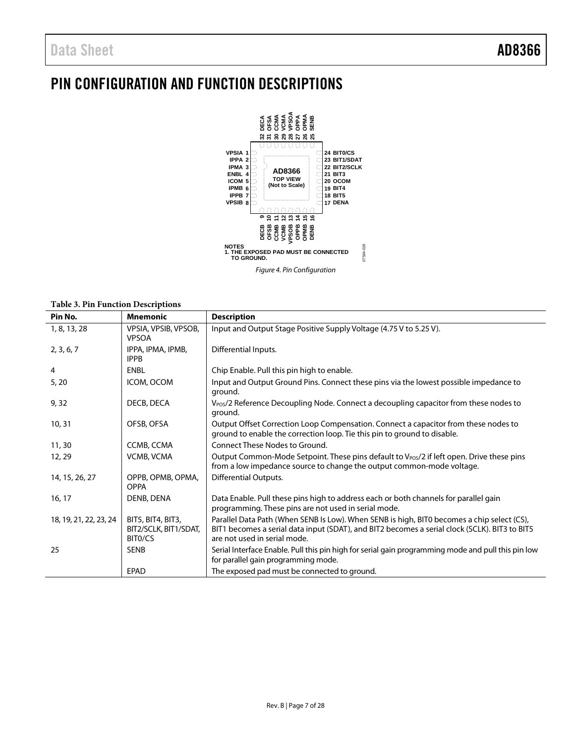# PIN CONFIGURATION AND FUNCTION DESCRIPTIONS

NOTES
1. THE EXPOSED PAD MUST BE CONNECTED TO GROUND.

*Figure 4. Pin Configuration*

**Table 3. Pin Function Descriptions**

| Pin No. | Mnemonic | Description |
|---|---|---|
| 1, 8, 13, 28 | VPSIA, VPSIB, VPSOB, VPSOA | Input and Output Stage Positive Supply Voltage (4.75 V to 5.25 V). |
| 2, 3, 6, 7 | IPPA, IPMA, IPMB, IPPB | Differential Inputs. |
| 4 | ENBL | Chip Enable. Pull this pin high to enable. |
| 5, 20 | ICOM, OCOM | Input and Output Ground Pins. Connect these pins via the lowest possible impedance to ground. |
| 9, 32 | DECB, DECA | $V_{POS}/2$ Reference Decoupling Node. Connect a decoupling capacitor from these nodes to ground. |
| 10, 31 | OFSB, OFSA | Output Offset Correction Loop Compensation. Connect a capacitor from these nodes to ground to enable the correction loop. Tie this pin to ground to disable. |
| 11, 30 | CCMB, CCMA | Connect These Nodes to Ground. |
| 12, 29 | VCMB, VCMA | Output Common-Mode Setpoint. These pins default to $V_{POS}/2$ if left open. Drive these pins from a low impedance source to change the output common-mode voltage. |
| 14, 15, 26, 27 | OPPB, OPMB, OPMA, OPPA | Differential Outputs. |
| 16, 17 | DENB, DENA | Data Enable. Pull these pins high to address each or both channels for parallel gain programming. These pins are not used in serial mode. |
| 18, 19, 21, 22, 23, 24 | BIT5, BIT4, BIT3, BIT2/SCLK, BIT1/SDAT, BIT0/CS | Parallel Data Path (When SENB Is Low). When SENB is high, BIT0 becomes a chip select (CS), BIT1 becomes a serial data input (SDAT), and BIT2 becomes a serial clock (SCLK). BIT3 to BIT5 are not used in serial mode. |
| 25 | SENB | Serial Interface Enable. Pull this pin high for serial gain programming mode and pull this pin low for parallel gain programming mode. |
| | EPAD | The exposed pad must be connected to ground. |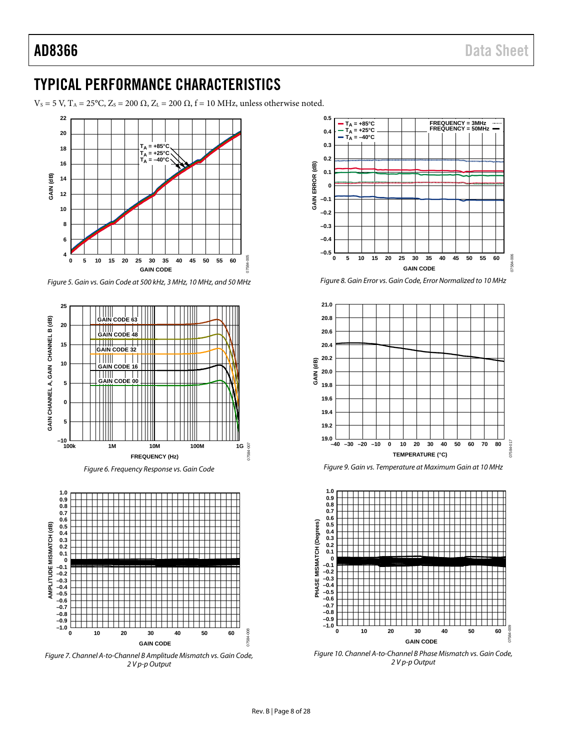## TYPICAL PERFORMANCE CHARACTERISTICS

$V_S$ = 5 V, $T_A$ = 25°C, $Z_S$ = 200 Ω, $Z_L$ = 200 Ω, f = 10 MHz, unless otherwise noted.

*Figure 5. Gain vs. Gain Code at 500 kHz, 3 MHz, 10 MHz, and 50 MHz*

*Figure 6. Frequency Response vs. Gain Code*

*Figure 7. Channel A-to-Channel B Amplitude Mismatch vs. Gain Code, 2 V p-p Output*

*Figure 8. Gain Error vs. Gain Code, Error Normalized to 10 MHz*

*Figure 9. Gain vs. Temperature at Maximum Gain at 10 MHz*

*Figure 10. Channel A-to-Channel B Phase Mismatch vs. Gain Code, 2 V p-p Output*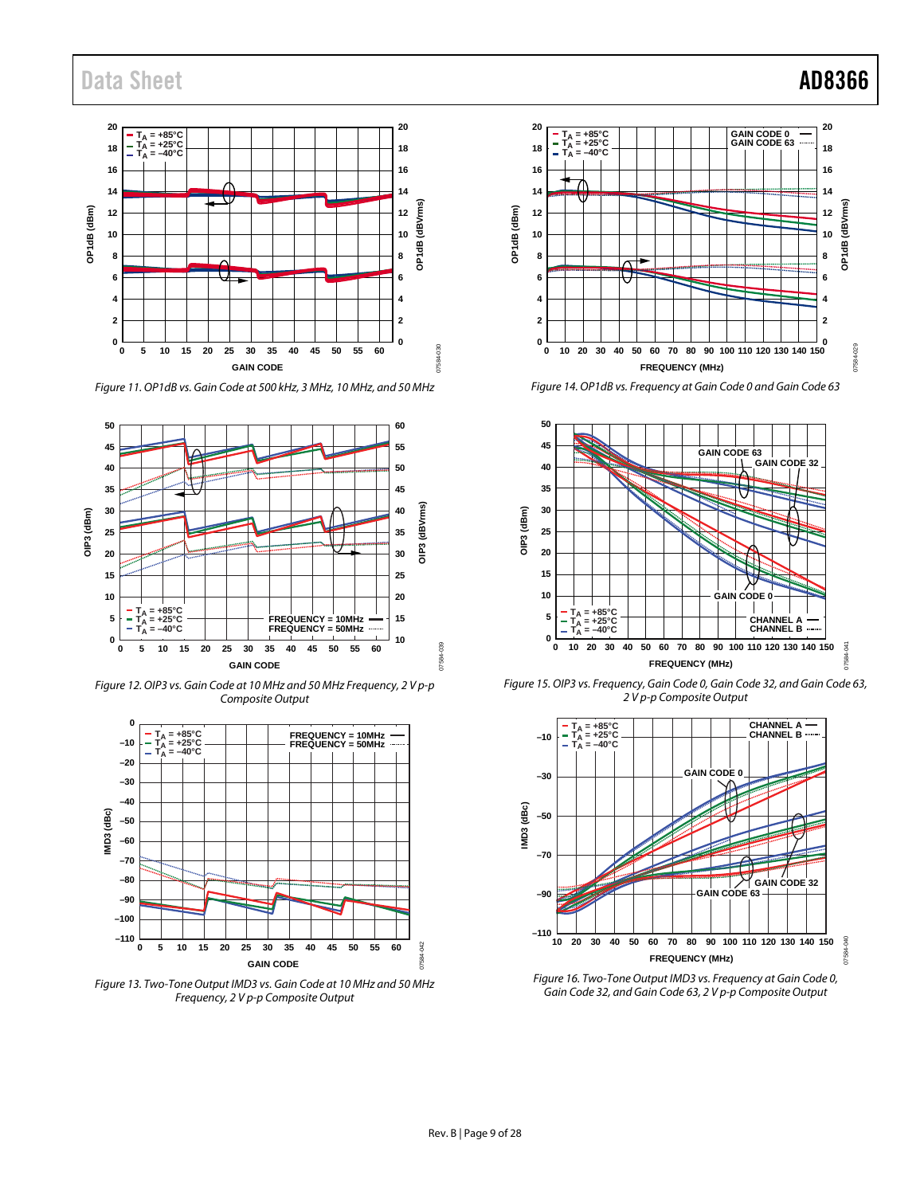Figure 11. OP1dB vs. Gain Code at 500 kHz, 3 MHz, 10 MHz, and 50 MHz

Figure 12. OIP3 vs. Gain Code at 10 MHz and 50 MHz Frequency, 2 V p-p Composite Output

Figure 13. Two-Tone Output IMD3 vs. Gain Code at 10 MHz and 50 MHz Frequency, 2 V p-p Composite Output

Figure 14. OP1dB vs. Frequency at Gain Code 0 and Gain Code 63

Figure 15. OIP3 vs. Frequency, Gain Code 0, Gain Code 32, and Gain Code 63, 2 V p-p Composite Output

Figure 16. Two-Tone Output IMD3 vs. Frequency at Gain Code 0, Gain Code 32, and Gain Code 63, 2 V p-p Composite Output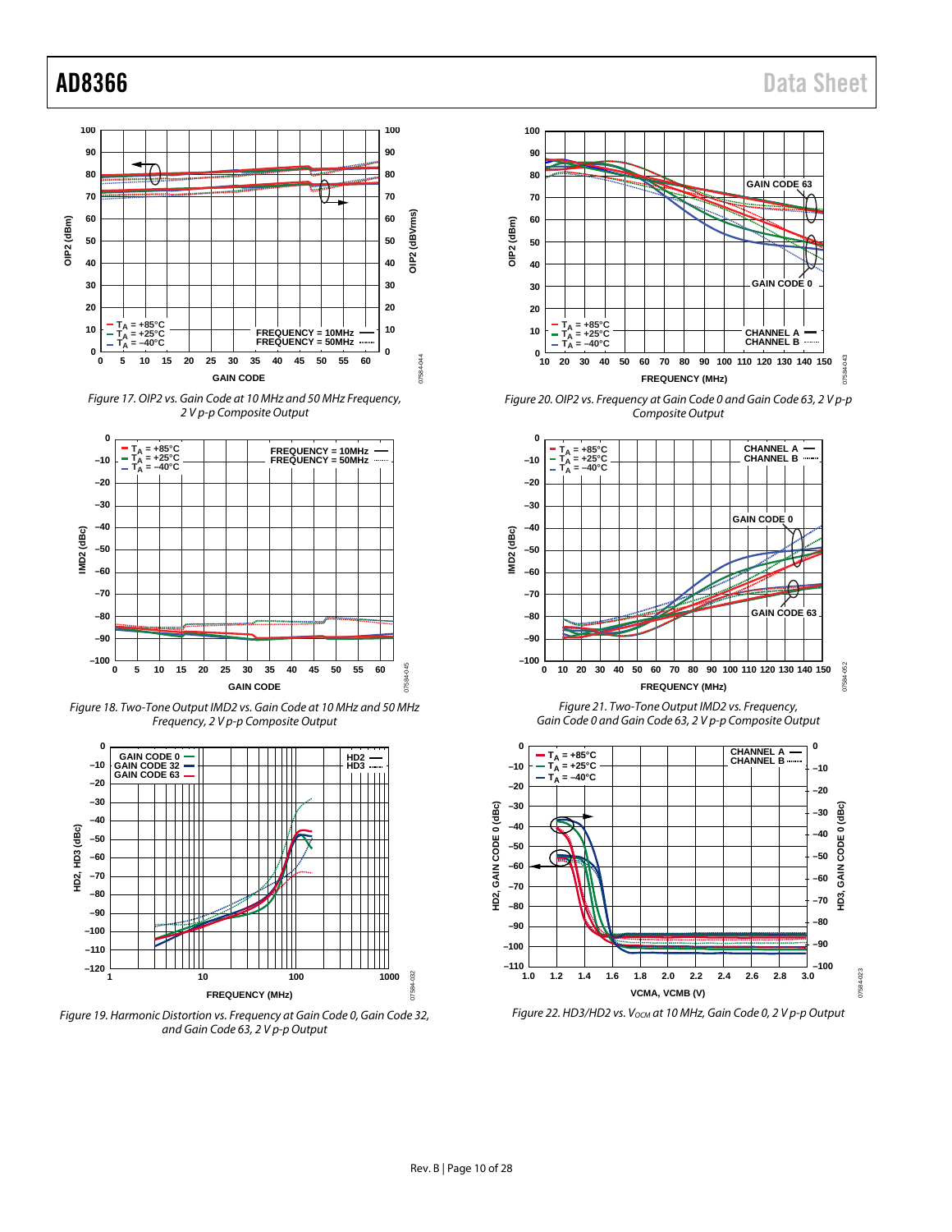Figure 17. OIP2 vs. Gain Code at 10 MHz and 50 MHz Frequency, 2 V p-p Composite Output

Figure 18. Two-Tone Output IMD2 vs. Gain Code at 10 MHz and 50 MHz Frequency, 2 V p-p Composite Output

Figure 19. Harmonic Distortion vs. Frequency at Gain Code 0, Gain Code 32, and Gain Code 63, 2 V p-p Output

Figure 20. OIP2 vs. Frequency at Gain Code 0 and Gain Code 63, 2 V p-p Composite Output

Figure 21. Two-Tone Output IMD2 vs. Frequency, Gain Code 0 and Gain Code 63, 2 V p-p Composite Output

Figure 22. HD3/HD2 vs. $V_{OCM}$ at 10 MHz, Gain Code 0, 2 V p-p Output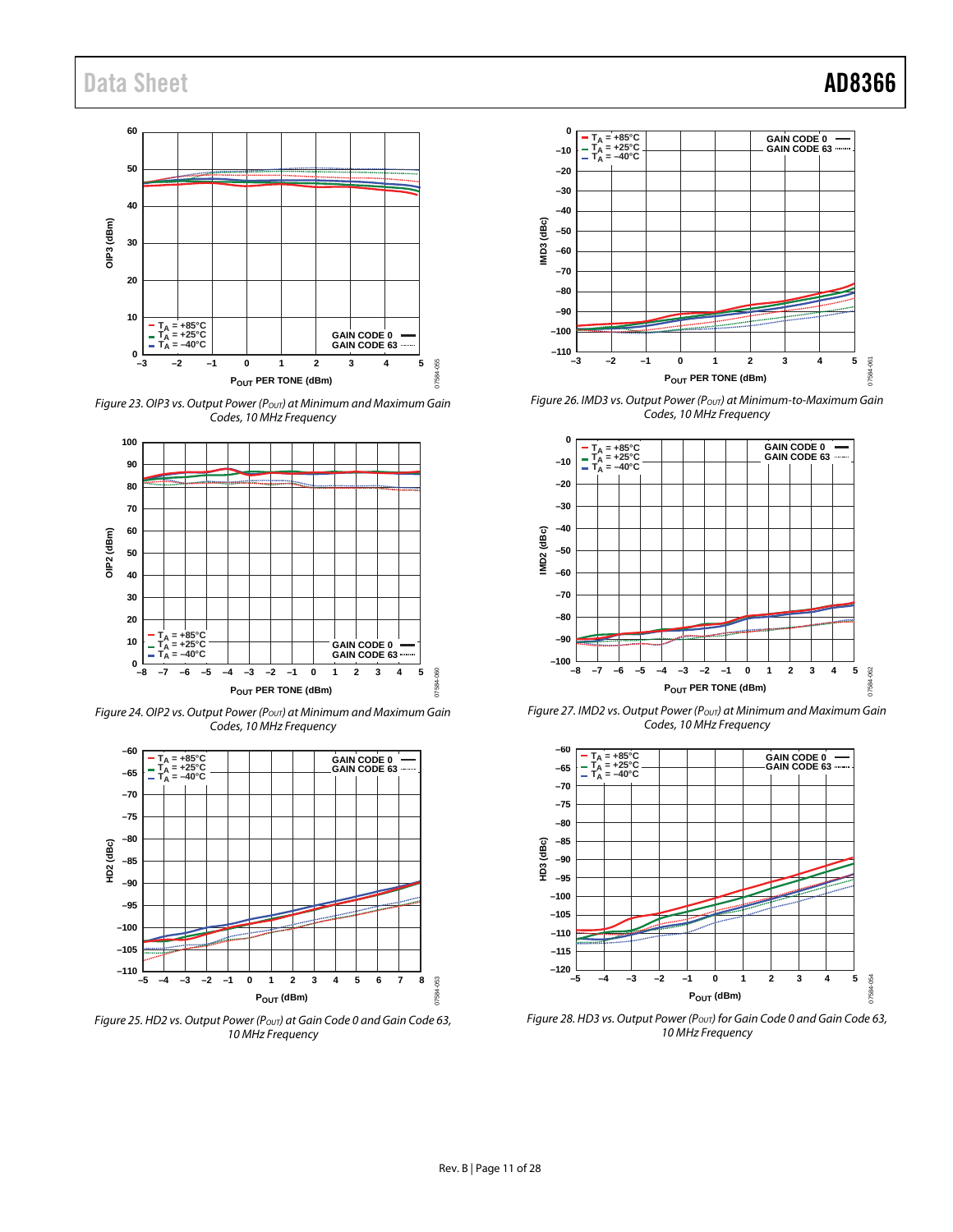Figure 23. OIP3 vs. Output Power ($P_{OUT}$) at Minimum and Maximum Gain Codes, 10 MHz Frequency

Figure 24. OIP2 vs. Output Power ($P_{OUT}$) at Minimum and Maximum Gain Codes, 10 MHz Frequency

Figure 25. HD2 vs. Output Power ($P_{OUT}$) at Gain Code 0 and Gain Code 63, 10 MHz Frequency

Figure 26. IMD3 vs. Output Power ($P_{OUT}$) at Minimum-to-Maximum Gain Codes, 10 MHz Frequency

Figure 27. IMD2 vs. Output Power ($P_{OUT}$) at Minimum and Maximum Gain Codes, 10 MHz Frequency

Figure 28. HD3 vs. Output Power ($P_{OUT}$) for Gain Code 0 and Gain Code 63, 10 MHz Frequency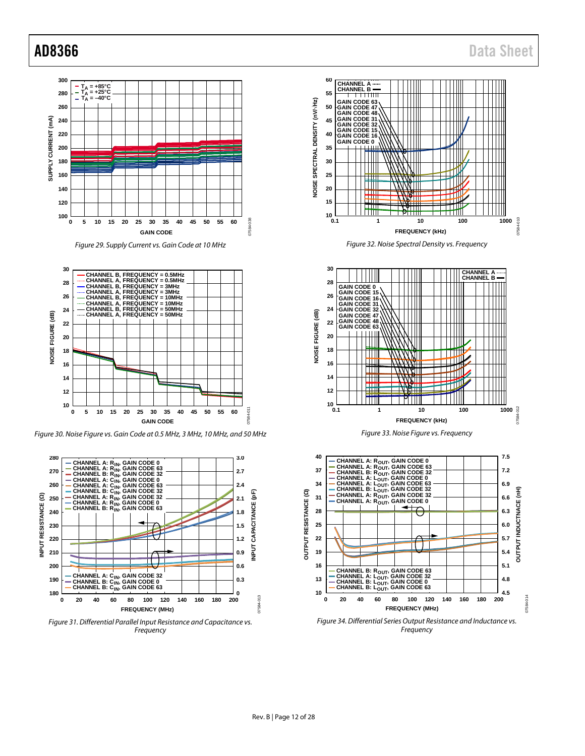Figure 29. Supply Current vs. Gain Code at 10 MHz

Figure 30. Noise Figure vs. Gain Code at 0.5 MHz, 3 MHz, 10 MHz, and 50 MHz

Figure 31. Differential Parallel Input Resistance and Capacitance vs. Frequency

Figure 32. Noise Spectral Density vs. Frequency

Figure 33. Noise Figure vs. Frequency

Figure 34. Differential Series Output Resistance and Inductance vs. Frequency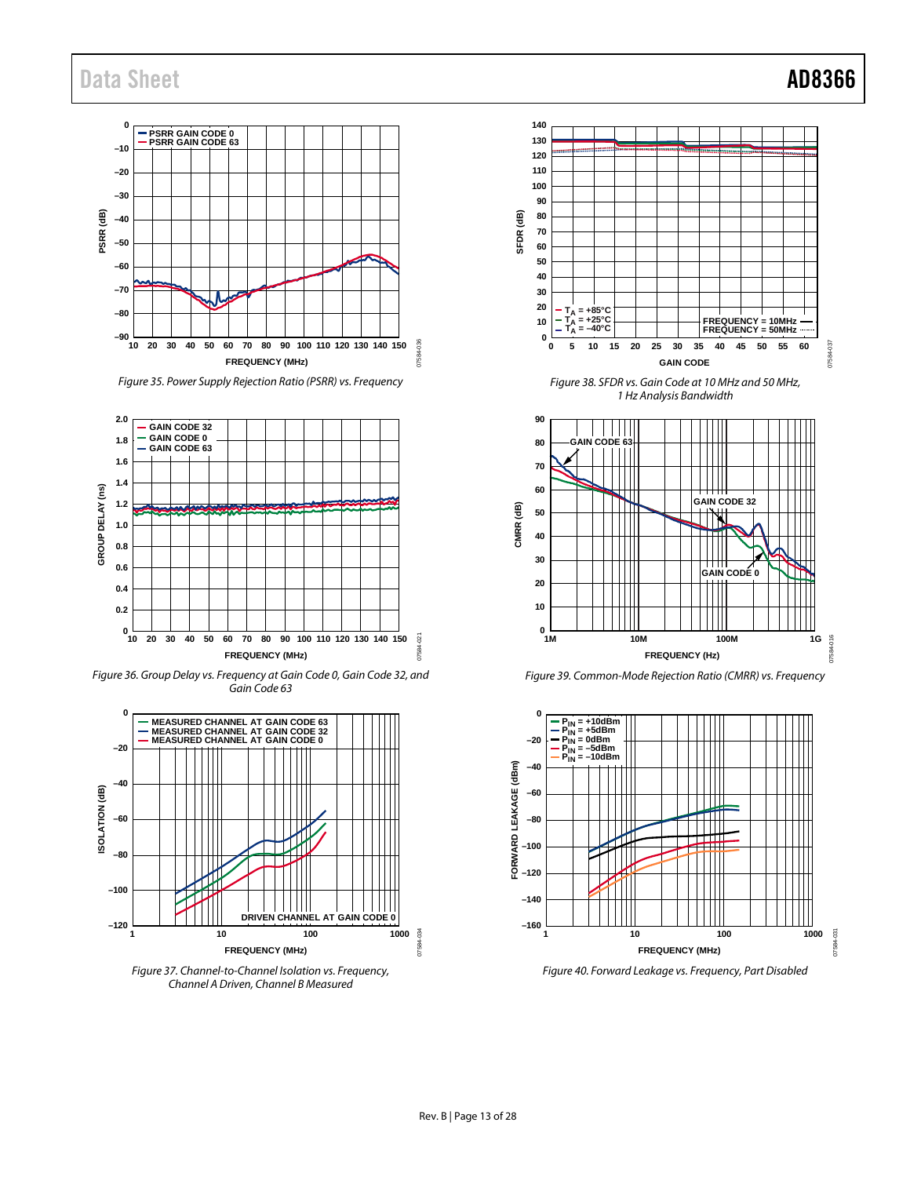Figure 35. Power Supply Rejection Ratio (PSRR) vs. Frequency

Figure 36. Group Delay vs. Frequency at Gain Code 0, Gain Code 32, and Gain Code 63

Figure 37. Channel-to-Channel Isolation vs. Frequency, Channel A Driven, Channel B Measured

Figure 38. SFDR vs. Gain Code at 10 MHz and 50 MHz, 1 Hz Analysis Bandwidth

Figure 39. Common-Mode Rejection Ratio (CMRR) vs. Frequency

Figure 40. Forward Leakage vs. Frequency, Part Disabled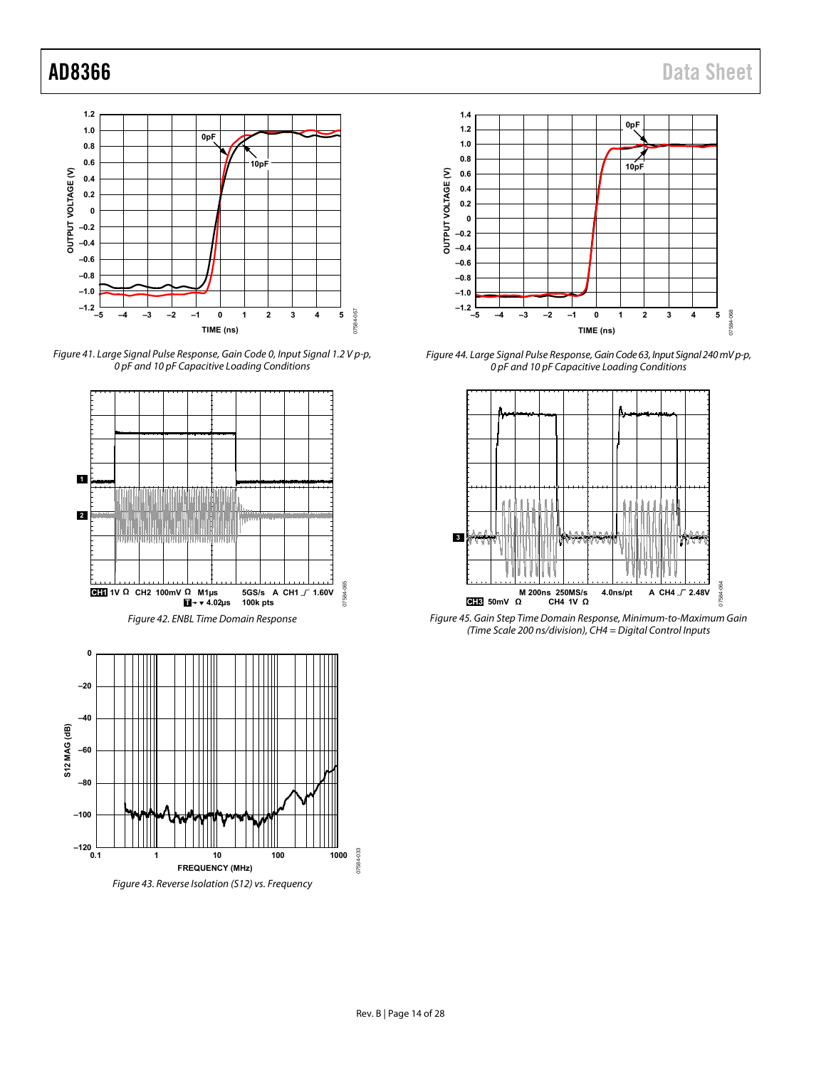Figure 41. Large Signal Pulse Response, Gain Code 0, Input Signal 1.2 V p-p, 0 pF and 10 pF Capacitive Loading Conditions

Figure 42. ENBL Time Domain Response

Figure 43. Reverse Isolation (S12) vs. Frequency

Figure 44. Large Signal Pulse Response, Gain Code 63, Input Signal 240 mV p-p, 0 pF and 10 pF Capacitive Loading Conditions

Figure 45. Gain Step Time Domain Response, Minimum-to-Maximum Gain (Time Scale 200 ns/division), CH4 = Digital Control Inputs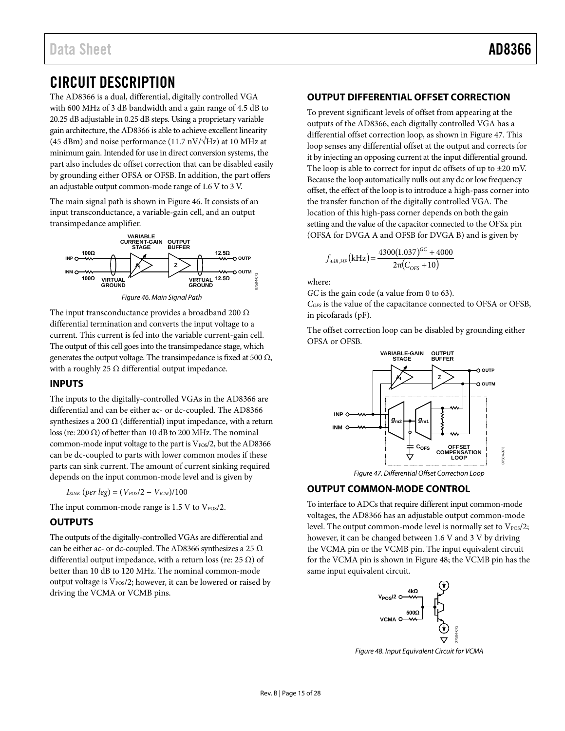# CIRCUIT DESCRIPTION

The AD8366 is a dual, differential, digitally controlled VGA with 600 MHz of 3 dB bandwidth and a gain range of 4.5 dB to 20.25 dB adjustable in 0.25 dB steps. Using a proprietary variable gain architecture, the AD8366 is able to achieve excellent linearity (45 dBm) and noise performance (11.7 nV/√Hz) at 10 MHz at minimum gain. Intended for use in direct conversion systems, the part also includes dc offset correction that can be disabled easily by grounding either OFSA or OFSB. In addition, the part offers an adjustable output common-mode range of 1.6 V to 3 V.

The main signal path is shown in Figure 46. It consists of an input transconductance, a variable-gain cell, and an output transimpedance amplifier.

Figure 46. Main Signal Path

The input transconductance provides a broadband 200 Ω differential termination and converts the input voltage to a current. This current is fed into the variable current-gain cell. The output of this cell goes into the transimpedance stage, which generates the output voltage. The transimpedance is fixed at 500 Ω, with a roughly 25 Ω differential output impedance.

## INPUTS

The inputs to the digitally-controlled VGAs in the AD8366 are differential and can be either ac- or dc-coupled. The AD8366 synthesizes a 200 Ω (differential) input impedance, with a return loss (re: 200 Ω) of better than 10 dB to 200 MHz. The nominal common-mode input voltage to the part is $V_{POS}/2$, but the AD8366 can be dc-coupled to parts with lower common modes if these parts can sink current. The amount of current sinking required depends on the input common-mode level and is given by

$$I_{SINK}\ (per\ leg) = (V_{POS}/2 - V_{ICM})/100$$

The input common-mode range is 1.5 V to $V_{POS}/2$.

## OUTPUTS

The outputs of the digitally-controlled VGAs are differential and can be either ac- or dc-coupled. The AD8366 synthesizes a 25 Ω differential output impedance, with a return loss (re: 25 Ω) of better than 10 dB to 120 MHz. The nominal common-mode output voltage is $V_{POS}/2$; however, it can be lowered or raised by driving the VCMA or VCMB pins.

## OUTPUT DIFFERENTIAL OFFSET CORRECTION

To prevent significant levels of offset from appearing at the outputs of the AD8366, each digitally controlled VGA has a differential offset correction loop, as shown in Figure 47. This loop senses any differential offset at the output and corrects for it by injecting an opposing current at the input differential ground. The loop is able to correct for input dc offsets of up to ±20 mV. Because the loop automatically nulls out any dc or low frequency offset, the effect of the loop is to introduce a high-pass corner into the transfer function of the digitally controlled VGA. The location of this high-pass corner depends on both the gain setting and the value of the capacitor connected to the OFSx pin (OFSA for DVGA A and OFSB for DVGA B) and is given by

$$f_{3dB,HP}(\text{kHz}) = \frac{4300(1.037)^{GC} + 4000}{2\pi(C_{OFS} + 10)}$$

where:

*GC* is the gain code (a value from 0 to 63).
$C_{OFS}$ is the value of the capacitance connected to OFSA or OFSB, in picofarads (pF).

The offset correction loop can be disabled by grounding either OFSA or OFSB.

Figure 47. Differential Offset Correction Loop

## OUTPUT COMMON-MODE CONTROL

To interface to ADCs that require different input common-mode voltages, the AD8366 has an adjustable output common-mode level. The output common-mode level is normally set to $V_{POS}/2$; however, it can be changed between 1.6 V and 3 V by driving the VCMA pin or the VCMB pin. The input equivalent circuit for the VCMA pin is shown in Figure 48; the VCMB pin has the same input equivalent circuit.

Figure 48. Input Equivalent Circuit for VCMA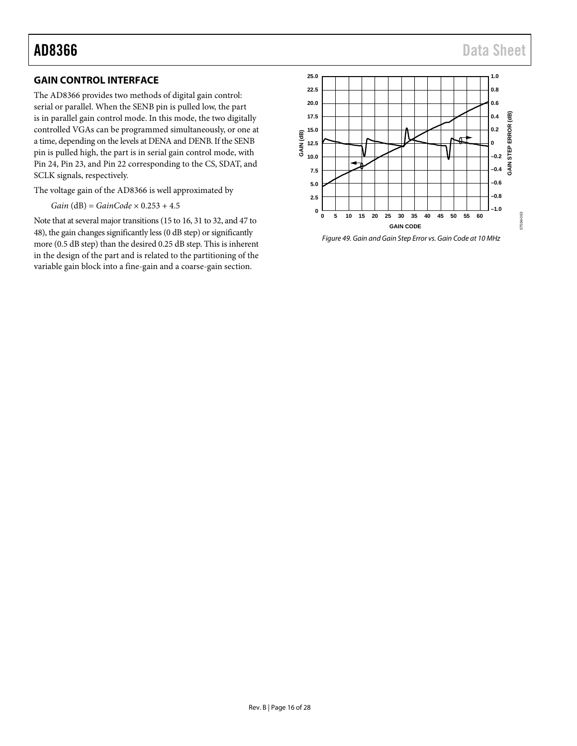## GAIN CONTROL INTERFACE

The AD8366 provides two methods of digital gain control: serial or parallel. When the SENB pin is pulled low, the part is in parallel gain control mode. In this mode, the two digitally controlled VGAs can be programmed simultaneously, or one at a time, depending on the levels at DENA and DENB. If the SENB pin is pulled high, the part is in serial gain control mode, with Pin 24, Pin 23, and Pin 22 corresponding to the CS, SDAT, and SCLK signals, respectively.

The voltage gain of the AD8366 is well approximated by

$$Gain\ (\text{dB}) = GainCode \times 0.253 + 4.5$$

Note that at several major transitions (15 to 16, 31 to 32, and 47 to 48), the gain changes significantly less (0 dB step) or significantly more (0.5 dB step) than the desired 0.25 dB step. This is inherent in the design of the part and is related to the partitioning of the variable gain block into a fine-gain and a coarse-gain section.

*Figure 49. Gain and Gain Step Error vs. Gain Code at 10 MHz*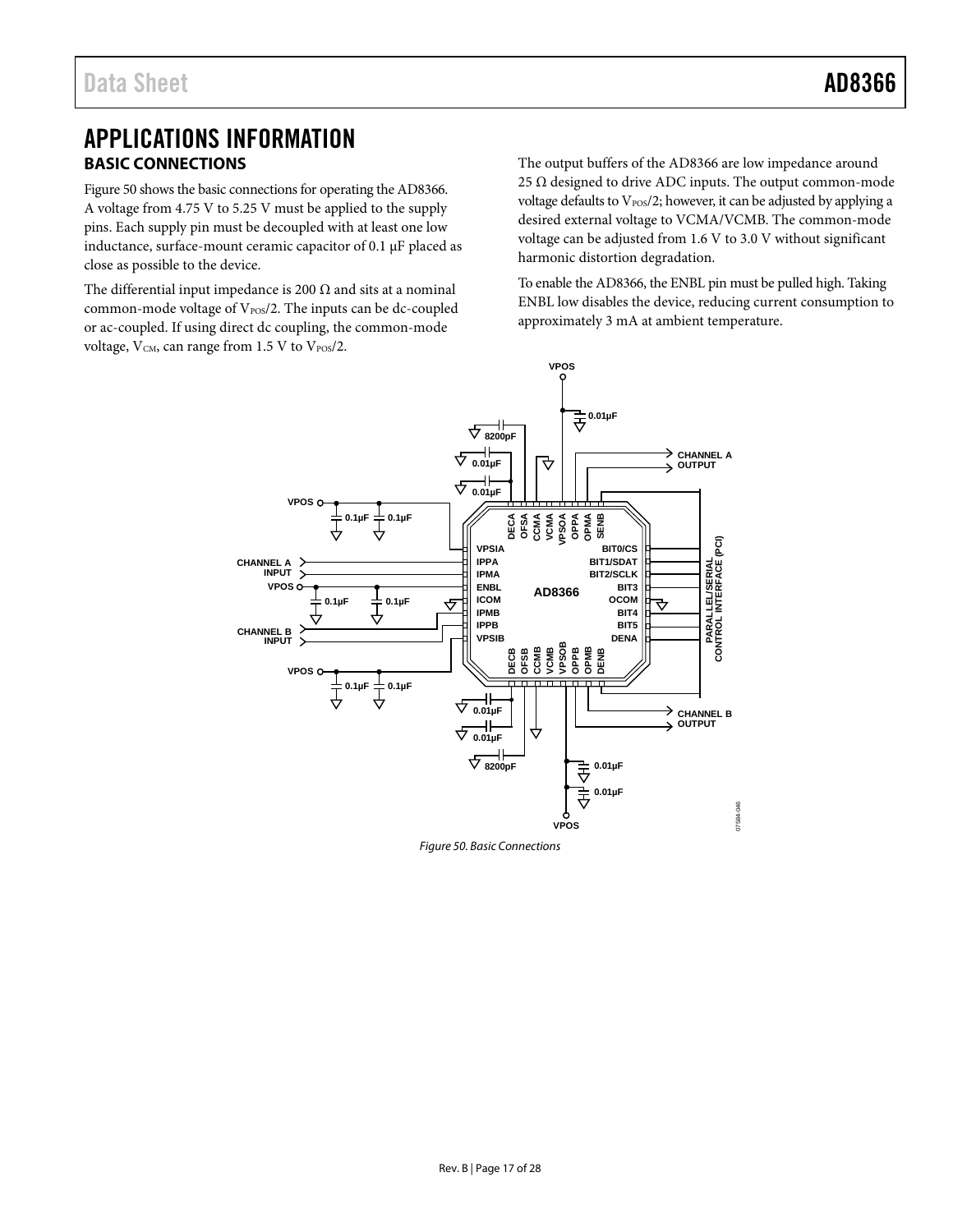# APPLICATIONS INFORMATION

## BASIC CONNECTIONS

Figure 50 shows the basic connections for operating the AD8366. A voltage from 4.75 V to 5.25 V must be applied to the supply pins. Each supply pin must be decoupled with at least one low inductance, surface-mount ceramic capacitor of 0.1 µF placed as close as possible to the device.

The differential input impedance is 200 Ω and sits at a nominal common-mode voltage of $V_{POS}/2$. The inputs can be dc-coupled or ac-coupled. If using direct dc coupling, the common-mode voltage, $V_{CM}$, can range from 1.5 V to $V_{POS}/2$.

The output buffers of the AD8366 are low impedance around 25 Ω designed to drive ADC inputs. The output common-mode voltage defaults to $V_{POS}/2$; however, it can be adjusted by applying a desired external voltage to VCMA/VCMB. The common-mode voltage can be adjusted from 1.6 V to 3.0 V without significant harmonic distortion degradation.

To enable the AD8366, the ENBL pin must be pulled high. Taking ENBL low disables the device, reducing current consumption to approximately 3 mA at ambient temperature.

*Figure 50. Basic Connections*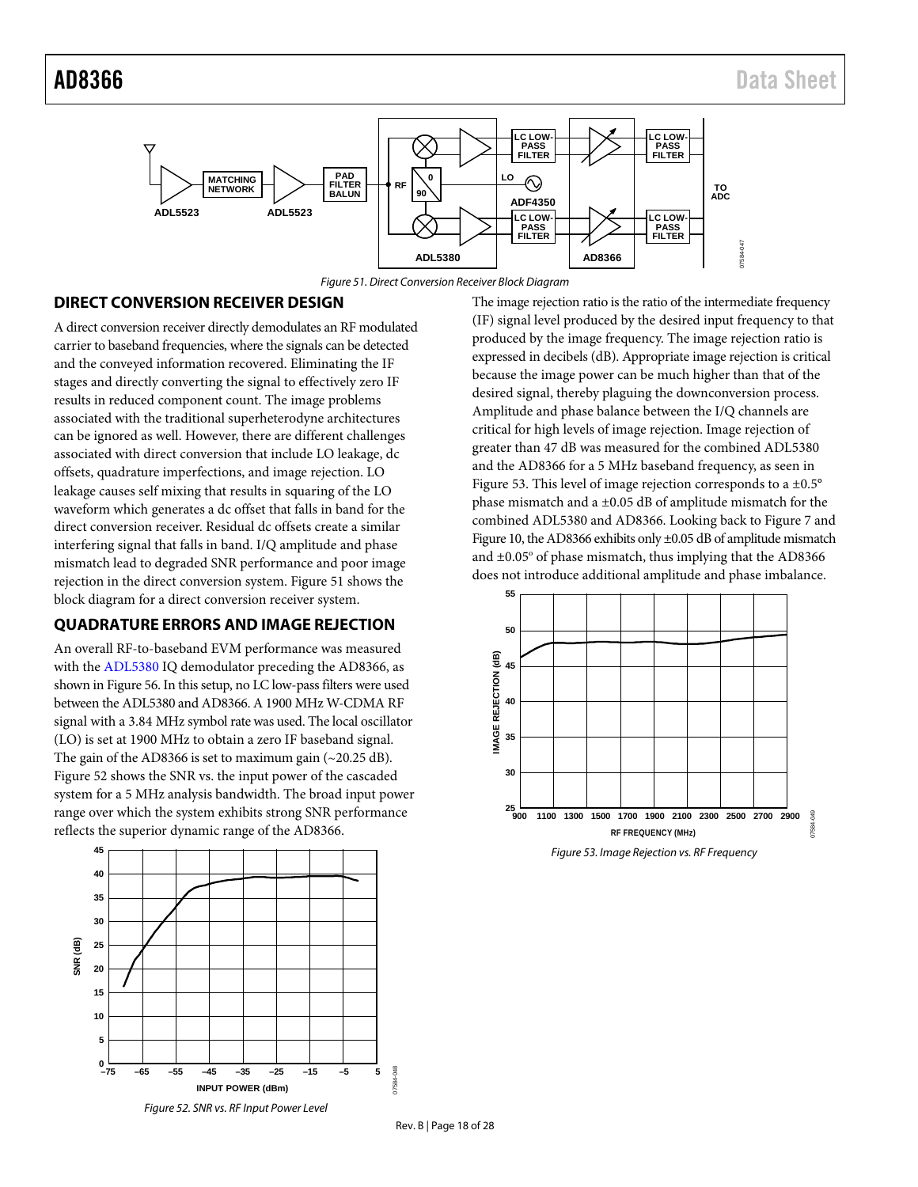Figure 51. Direct Conversion Receiver Block Diagram

## DIRECT CONVERSION RECEIVER DESIGN

A direct conversion receiver directly demodulates an RF modulated carrier to baseband frequencies, where the signals can be detected and the conveyed information recovered. Eliminating the IF stages and directly converting the signal to effectively zero IF results in reduced component count. The image problems associated with the traditional superheterodyne architectures can be ignored as well. However, there are different challenges associated with direct conversion that include LO leakage, dc offsets, quadrature imperfections, and image rejection. LO leakage causes self mixing that results in squaring of the LO waveform which generates a dc offset that falls in band for the direct conversion receiver. Residual dc offsets create a similar interfering signal that falls in band. I/Q amplitude and phase mismatch lead to degraded SNR performance and poor image rejection in the direct conversion system. Figure 51 shows the block diagram for a direct conversion receiver system.

## QUADRATURE ERRORS AND IMAGE REJECTION

An overall RF-to-baseband EVM performance was measured with the ADL5380 IQ demodulator preceding the AD8366, as shown in Figure 56. In this setup, no LC low-pass filters were used between the ADL5380 and AD8366. A 1900 MHz W-CDMA RF signal with a 3.84 MHz symbol rate was used. The local oscillator (LO) is set at 1900 MHz to obtain a zero IF baseband signal. The gain of the AD8366 is set to maximum gain (~20.25 dB). Figure 52 shows the SNR vs. the input power of the cascaded system for a 5 MHz analysis bandwidth. The broad input power range over which the system exhibits strong SNR performance reflects the superior dynamic range of the AD8366.

Figure 52. SNR vs. RF Input Power Level

The image rejection ratio is the ratio of the intermediate frequency (IF) signal level produced by the desired input frequency to that produced by the image frequency. The image rejection ratio is expressed in decibels (dB). Appropriate image rejection is critical because the image power can be much higher than that of the desired signal, thereby plaguing the downconversion process. Amplitude and phase balance between the I/Q channels are critical for high levels of image rejection. Image rejection of greater than 47 dB was measured for the combined ADL5380 and the AD8366 for a 5 MHz baseband frequency, as seen in Figure 53. This level of image rejection corresponds to a ±0.5° phase mismatch and a ±0.05 dB of amplitude mismatch for the combined ADL5380 and AD8366. Looking back to Figure 7 and Figure 10, the AD8366 exhibits only ±0.05 dB of amplitude mismatch and ±0.05° of phase mismatch, thus implying that the AD8366 does not introduce additional amplitude and phase imbalance.

Figure 53. Image Rejection vs. RF Frequency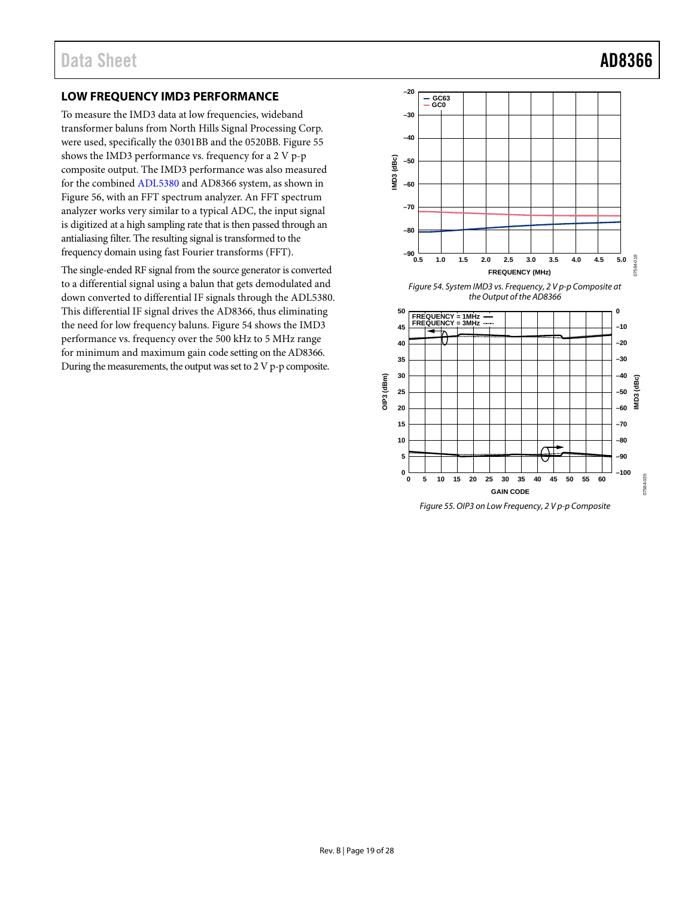## LOW FREQUENCY IMD3 PERFORMANCE

To measure the IMD3 data at low frequencies, wideband transformer baluns from North Hills Signal Processing Corp. were used, specifically the 0301BB and the 0520BB. Figure 55 shows the IMD3 performance vs. frequency for a 2 V p-p composite output. The IMD3 performance was also measured for the combined ADL5380 and AD8366 system, as shown in Figure 56, with an FFT spectrum analyzer. An FFT spectrum analyzer works very similar to a typical ADC, the input signal is digitized at a high sampling rate that is then passed through an antialiasing filter. The resulting signal is transformed to the frequency domain using fast Fourier transforms (FFT).

The single-ended RF signal from the source generator is converted to a differential signal using a balun that gets demodulated and down converted to differential IF signals through the ADL5380. This differential IF signal drives the AD8366, thus eliminating the need for low frequency baluns. Figure 54 shows the IMD3 performance vs. frequency over the 500 kHz to 5 MHz range for minimum and maximum gain code setting on the AD8366. During the measurements, the output was set to 2 V p-p composite.

*Figure 54. System IMD3 vs. Frequency, 2 V p-p Composite at the Output of the AD8366*

*Figure 55. OIP3 on Low Frequency, 2 V p-p Composite*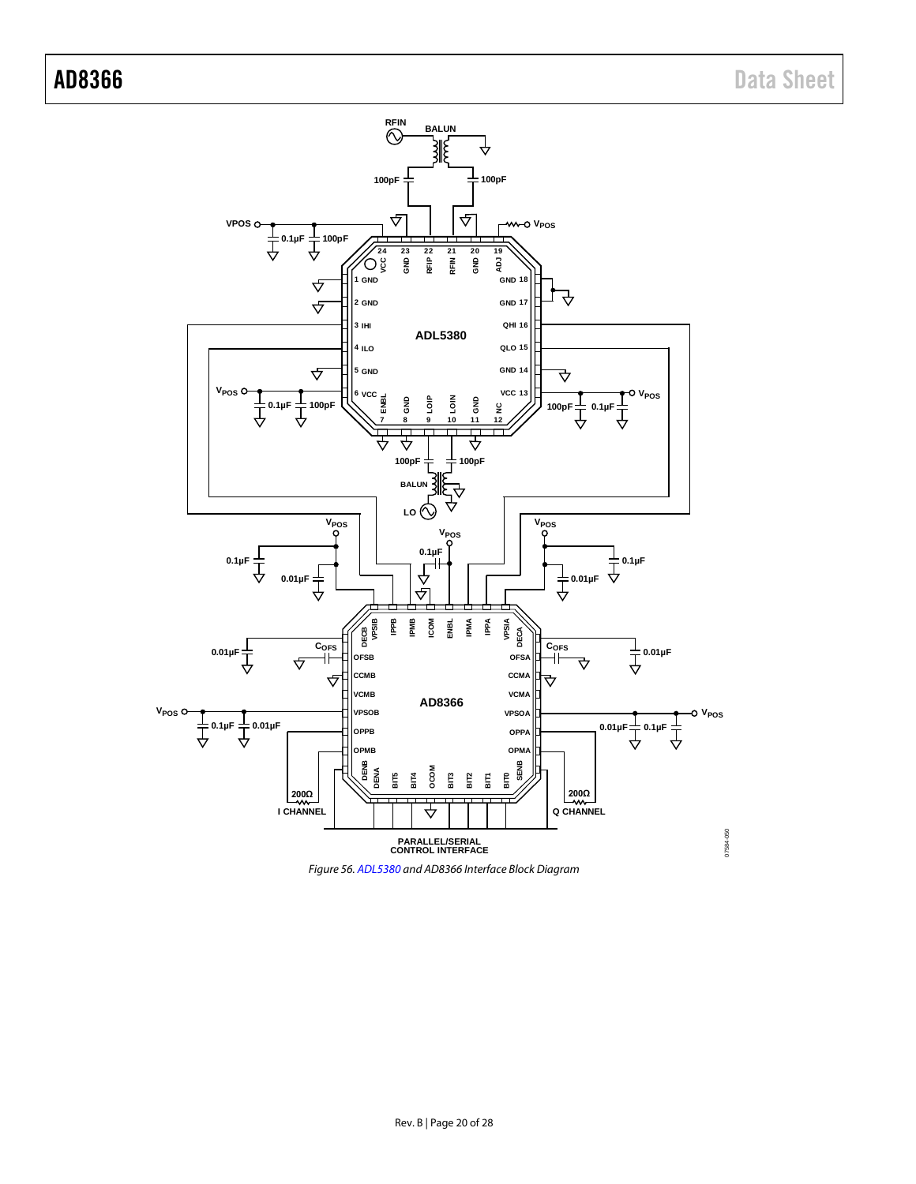Figure 56. ADL5380 and AD8366 Interface Block Diagram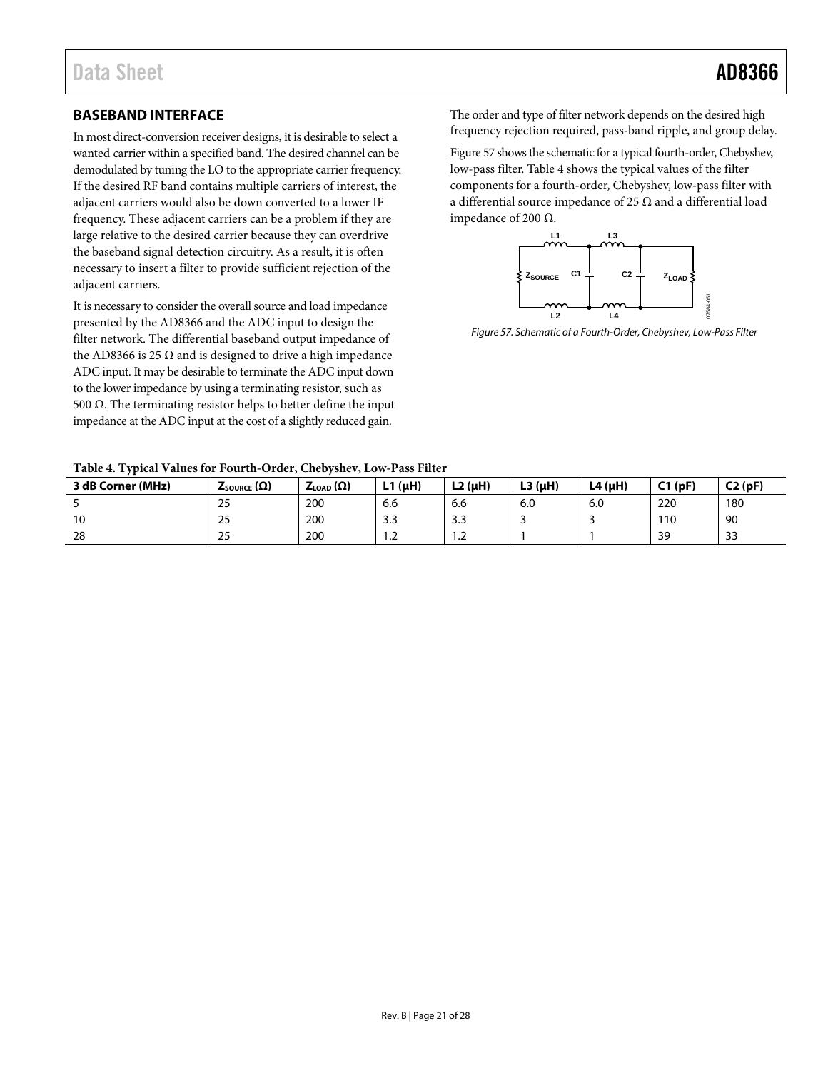## BASEBAND INTERFACE

In most direct-conversion receiver designs, it is desirable to select a wanted carrier within a specified band. The desired channel can be demodulated by tuning the LO to the appropriate carrier frequency. If the desired RF band contains multiple carriers of interest, the adjacent carriers would also be down converted to a lower IF frequency. These adjacent carriers can be a problem if they are large relative to the desired carrier because they can overdrive the baseband signal detection circuitry. As a result, it is often necessary to insert a filter to provide sufficient rejection of the adjacent carriers.

It is necessary to consider the overall source and load impedance presented by the AD8366 and the ADC input to design the filter network. The differential baseband output impedance of the AD8366 is 25 Ω and is designed to drive a high impedance ADC input. It may be desirable to terminate the ADC input down to the lower impedance by using a terminating resistor, such as 500 Ω. The terminating resistor helps to better define the input impedance at the ADC input at the cost of a slightly reduced gain.

The order and type of filter network depends on the desired high frequency rejection required, pass-band ripple, and group delay.

Figure 57 shows the schematic for a typical fourth-order, Chebyshev, low-pass filter. Table 4 shows the typical values of the filter components for a fourth-order, Chebyshev, low-pass filter with a differential source impedance of 25 Ω and a differential load impedance of 200 Ω.

*Figure 57. Schematic of a Fourth-Order, Chebyshev, Low-Pass Filter*

**Table 4. Typical Values for Fourth-Order, Chebyshev, Low-Pass Filter**

| 3 dB Corner (MHz) | $Z_{SOURCE}$ (Ω) | $Z_{LOAD}$ (Ω) | L1 (μH) | L2 (μH) | L3 (μH) | L4 (μH) | C1 (pF) | C2 (pF) |
|---|---|---|---|---|---|---|---|---|
| 5 | 25 | 200 | 6.6 | 6.6 | 6.0 | 6.0 | 220 | 180 |
| 10 | 25 | 200 | 3.3 | 3.3 | 3 | 3 | 110 | 90 |
| 28 | 25 | 200 | 1.2 | 1.2 | 1 | 1 | 39 | 33 |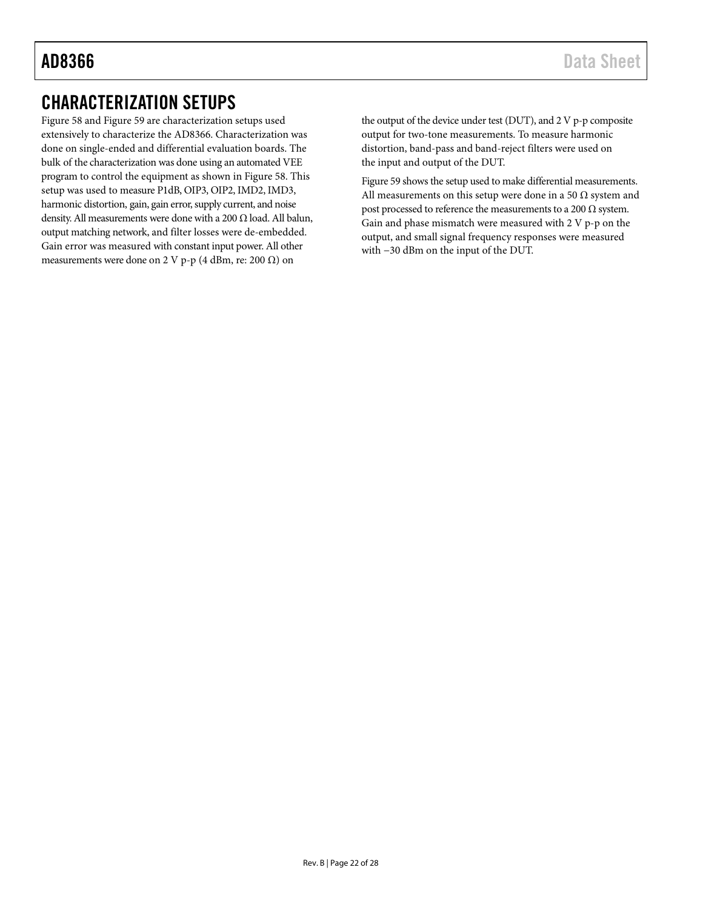# CHARACTERIZATION SETUPS

Figure 58 and Figure 59 are characterization setups used extensively to characterize the AD8366. Characterization was done on single-ended and differential evaluation boards. The bulk of the characterization was done using an automated VEE program to control the equipment as shown in Figure 58. This setup was used to measure P1dB, OIP3, OIP2, IMD2, IMD3, harmonic distortion, gain, gain error, supply current, and noise density. All measurements were done with a 200 Ω load. All balun, output matching network, and filter losses were de-embedded. Gain error was measured with constant input power. All other measurements were done on 2 V p-p (4 dBm, re: 200 Ω) on the output of the device under test (DUT), and 2 V p-p composite output for two-tone measurements. To measure harmonic distortion, band-pass and band-reject filters were used on the input and output of the DUT.

Figure 59 shows the setup used to make differential measurements. All measurements on this setup were done in a 50 Ω system and post processed to reference the measurements to a 200 Ω system. Gain and phase mismatch were measured with 2 V p-p on the output, and small signal frequency responses were measured with −30 dBm on the input of the DUT.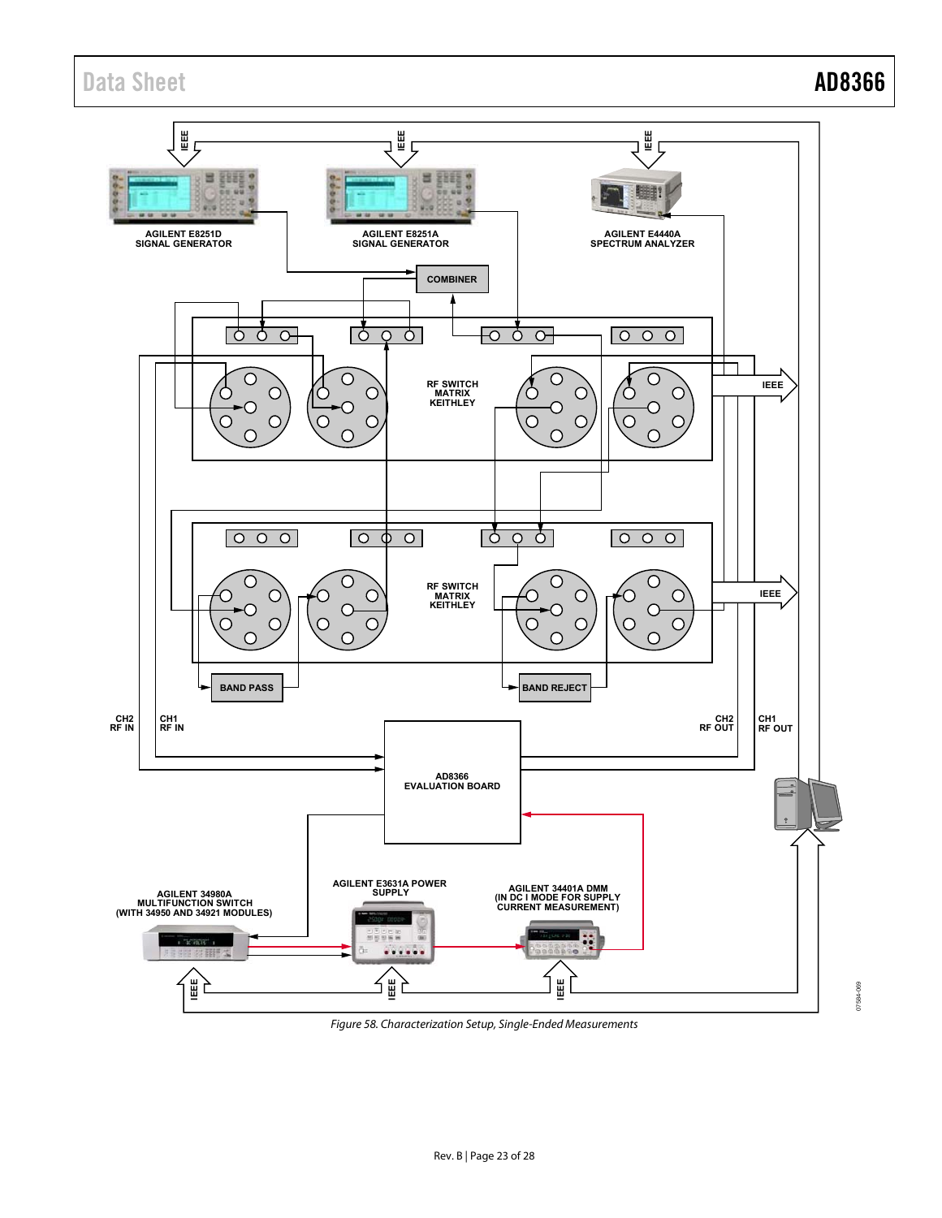Figure 58. Characterization Setup, Single-Ended Measurements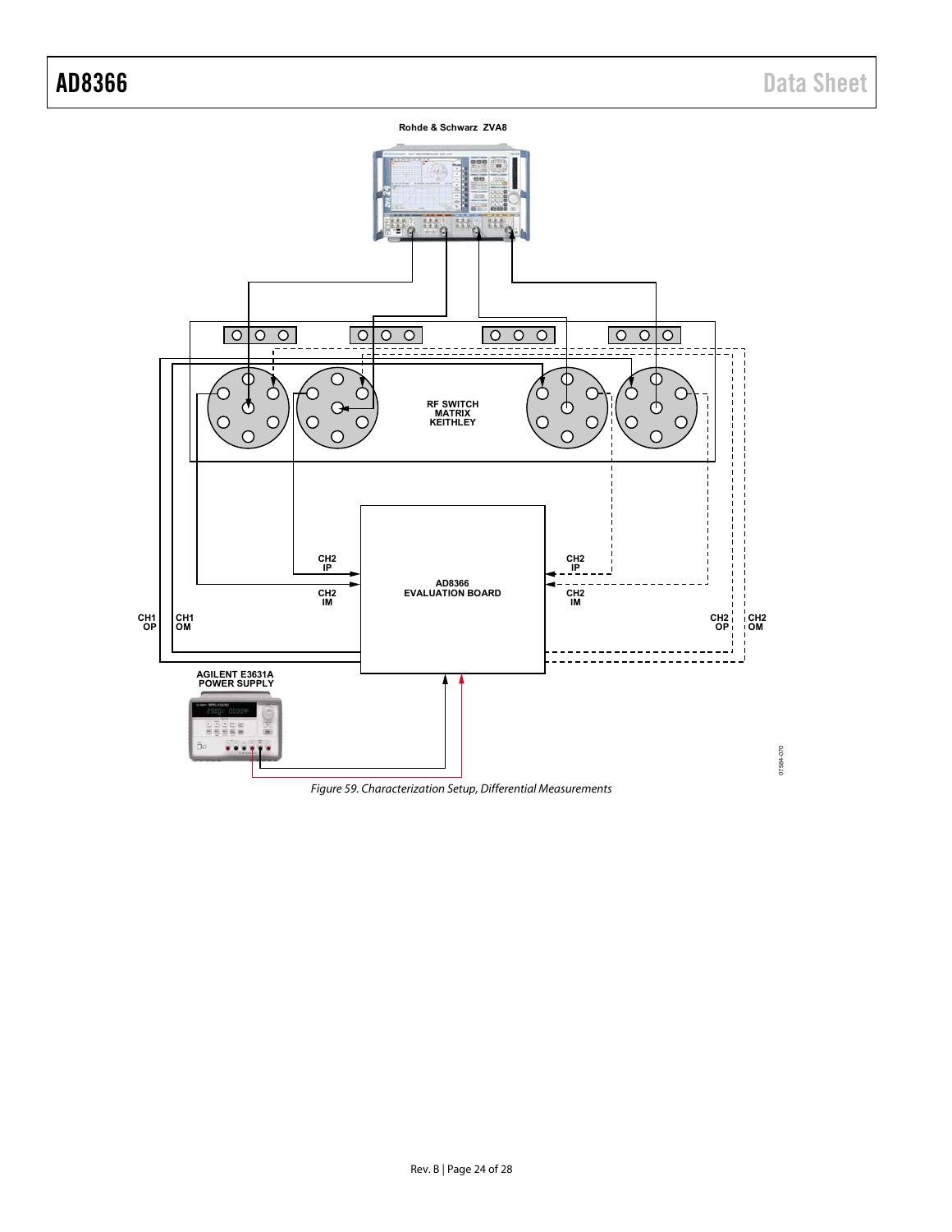Rohde & Schwarz ZVA8

RF SWITCH MATRIX KEITHLEY

AD8366 EVALUATION BOARD

CH2 IP

CH2 IM

CH1 OP

CH1 OM

CH2 IP

CH2 IM

CH2 OP

CH2 OM

AGILENT E3631A POWER SUPPLY

07584-070

*Figure 59. Characterization Setup, Differential Measurements*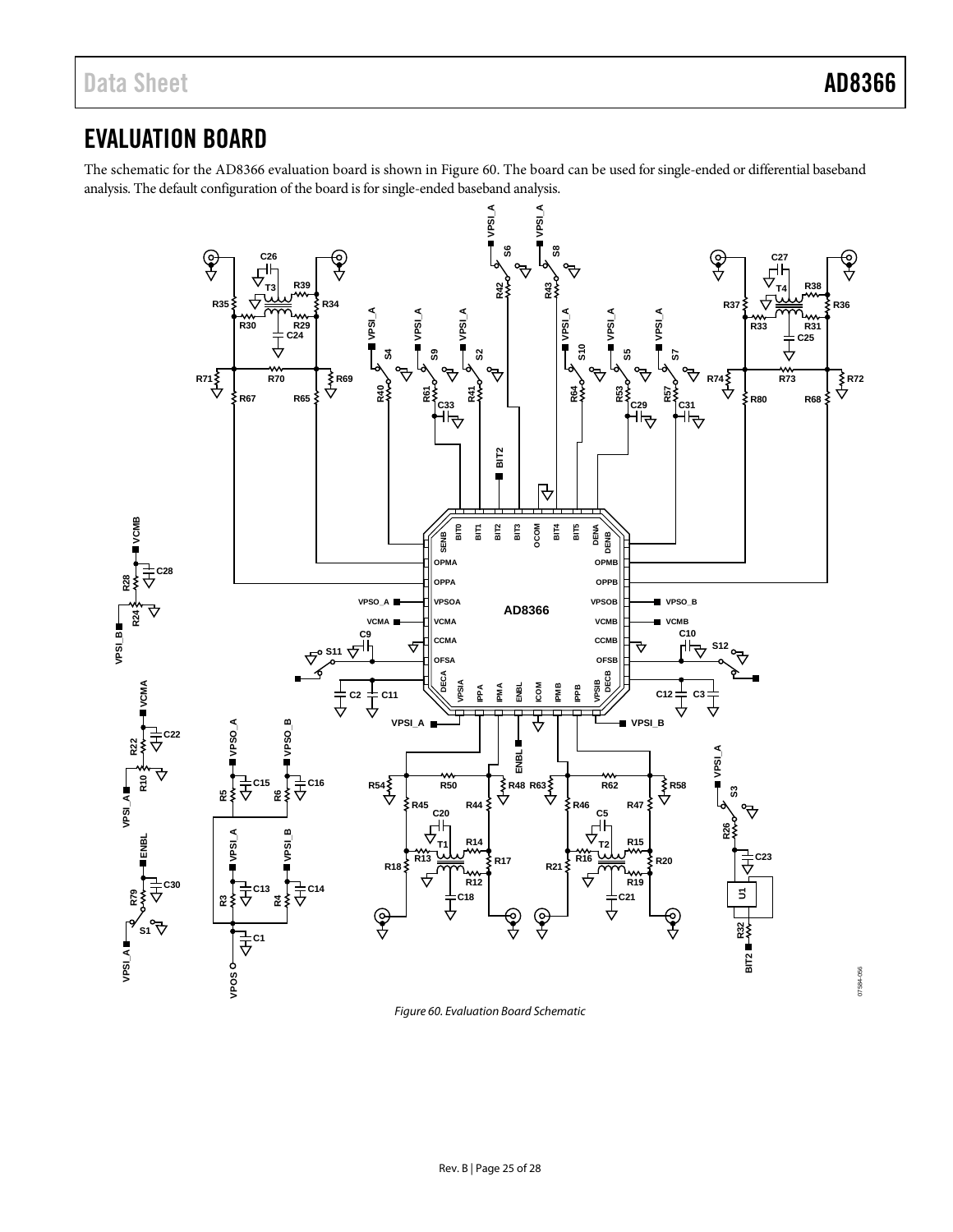# EVALUATION BOARD

The schematic for the AD8366 evaluation board is shown in Figure 60. The board can be used for single-ended or differential baseband analysis. The default configuration of the board is for single-ended baseband analysis.

*Figure 60. Evaluation Board Schematic*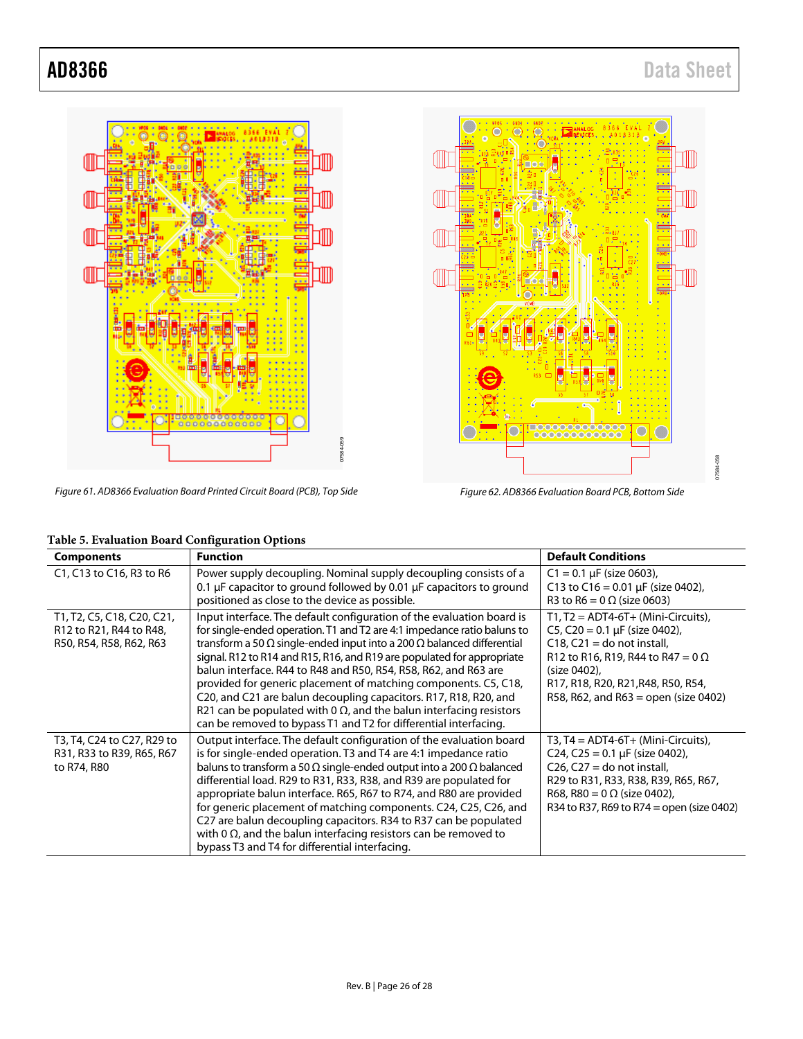Figure 61. AD8366 Evaluation Board Printed Circuit Board (PCB), Top Side

Figure 62. AD8366 Evaluation Board PCB, Bottom Side

**Table 5. Evaluation Board Configuration Options**

| Components | Function | Default Conditions |
|---|---|---|
| C1, C13 to C16, R3 to R6 | Power supply decoupling. Nominal supply decoupling consists of a 0.1 µF capacitor to ground followed by 0.01 µF capacitors to ground positioned as close to the device as possible. | C1 = 0.1 µF (size 0603), C13 to C16 = 0.01 µF (size 0402), R3 to R6 = 0 Ω (size 0603) |
| T1, T2, C5, C18, C20, C21, R12 to R21, R44 to R48, R50, R54, R58, R62, R63 | Input interface. The default configuration of the evaluation board is for single-ended operation. T1 and T2 are 4:1 impedance ratio baluns to transform a 50 Ω single-ended input into a 200 Ω balanced differential signal. R12 to R14 and R15, R16, and R19 are populated for appropriate balun interface. R44 to R48 and R50, R54, R58, R62, and R63 are provided for generic placement of matching components. C5, C18, C20, and C21 are balun decoupling capacitors. R17, R18, R20, and R21 can be populated with 0 Ω, and the balun interfacing resistors can be removed to bypass T1 and T2 for differential interfacing. | T1, T2 = ADT4-6T+ (Mini-Circuits), C5, C20 = 0.1 µF (size 0402), C18, C21 = do not install, R12 to R16, R19, R44 to R47 = 0 Ω (size 0402), R17, R18, R20, R21,R48, R50, R54, R58, R62, and R63 = open (size 0402) |
| T3, T4, C24 to C27, R29 to R31, R33 to R39, R65, R67 to R74, R80 | Output interface. The default configuration of the evaluation board is for single-ended operation. T3 and T4 are 4:1 impedance ratio baluns to transform a 50 Ω single-ended output into a 200 Ω balanced differential load. R29 to R31, R33, R38, and R39 are populated for appropriate balun interface. R65, R67 to R74, and R80 are provided for generic placement of matching components. C24, C25, C26, and C27 are balun decoupling capacitors. R34 to R37 can be populated with 0 Ω, and the balun interfacing resistors can be removed to bypass T3 and T4 for differential interfacing. | T3, T4 = ADT4-6T+ (Mini-Circuits), C24, C25 = 0.1 µF (size 0402), C26, C27 = do not install, R29 to R31, R33, R38, R39, R65, R67, R68, R80 = 0 Ω (size 0402), R34 to R37, R69 to R74 = open (size 0402) |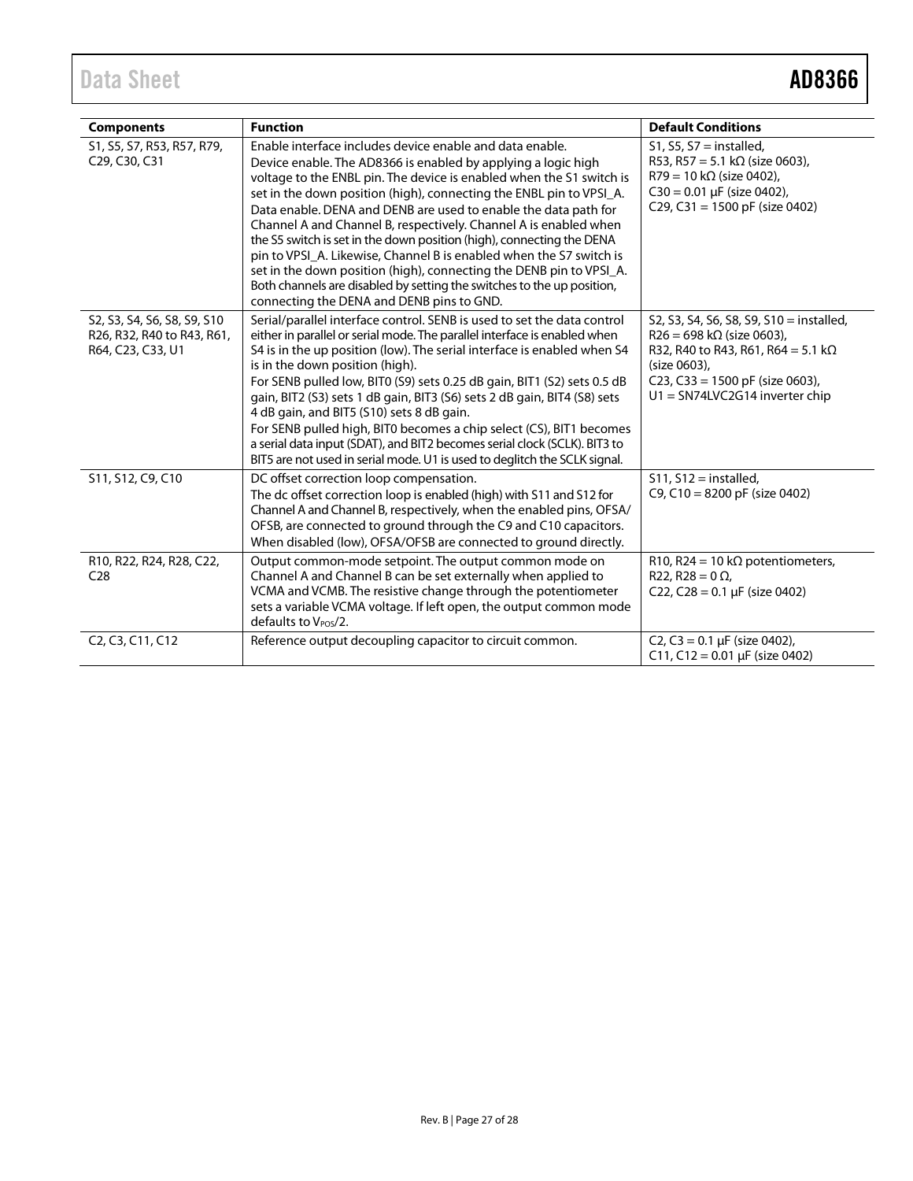| Components | Function | Default Conditions |
|---|---|---|
| S1, S5, S7, R53, R57, R79, C29, C30, C31 | Enable interface includes device enable and data enable. Device enable. The AD8366 is enabled by applying a logic high voltage to the ENBL pin. The device is enabled when the S1 switch is set in the down position (high), connecting the ENBL pin to VPSI_A. Data enable. DENA and DENB are used to enable the data path for Channel A and Channel B, respectively. Channel A is enabled when the S5 switch is set in the down position (high), connecting the DENA pin to VPSI_A. Likewise, Channel B is enabled when the S7 switch is set in the down position (high), connecting the DENB pin to VPSI_A. Both channels are disabled by setting the switches to the up position, connecting the DENA and DENB pins to GND. | S1, S5, S7 = installed, R53, R57 = 5.1 kΩ (size 0603), R79 = 10 kΩ (size 0402), C30 = 0.01 μF (size 0402), C29, C31 = 1500 pF (size 0402) |
| S2, S3, S4, S6, S8, S9, S10 R26, R32, R40 to R43, R61, R64, C23, C33, U1 | Serial/parallel interface control. SENB is used to set the data control either in parallel or serial mode. The parallel interface is enabled when S4 is in the up position (low). The serial interface is enabled when S4 is in the down position (high). For SENB pulled low, BIT0 (S9) sets 0.25 dB gain, BIT1 (S2) sets 0.5 dB gain, BIT2 (S3) sets 1 dB gain, BIT3 (S6) sets 2 dB gain, BIT4 (S8) sets 4 dB gain, and BIT5 (S10) sets 8 dB gain. For SENB pulled high, BIT0 becomes a chip select (CS), BIT1 becomes a serial data input (SDAT), and BIT2 becomes serial clock (SCLK). BIT3 to BIT5 are not used in serial mode. U1 is used to deglitch the SCLK signal. | S2, S3, S4, S6, S8, S9, S10 = installed, R26 = 698 kΩ (size 0603), R32, R40 to R43, R61, R64 = 5.1 kΩ (size 0603), C23, C33 = 1500 pF (size 0603), U1 = SN74LVC2G14 inverter chip |
| S11, S12, C9, C10 | DC offset correction loop compensation. The dc offset correction loop is enabled (high) with S11 and S12 for Channel A and Channel B, respectively, when the enabled pins, OFSA/OFSB, are connected to ground through the C9 and C10 capacitors. When disabled (low), OFSA/OFSB are connected to ground directly. | S11, S12 = installed, C9, C10 = 8200 pF (size 0402) |
| R10, R22, R24, R28, C22, C28 | Output common-mode setpoint. The output common mode on Channel A and Channel B can be set externally when applied to VCMA and VCMB. The resistive change through the potentiometer sets a variable VCMA voltage. If left open, the output common mode defaults to $V_{POS}/2$. | R10, R24 = 10 kΩ potentiometers, R22, R28 = 0 Ω, C22, C28 = 0.1 μF (size 0402) |
| C2, C3, C11, C12 | Reference output decoupling capacitor to circuit common. | C2, C3 = 0.1 μF (size 0402), C11, C12 = 0.01 μF (size 0402) |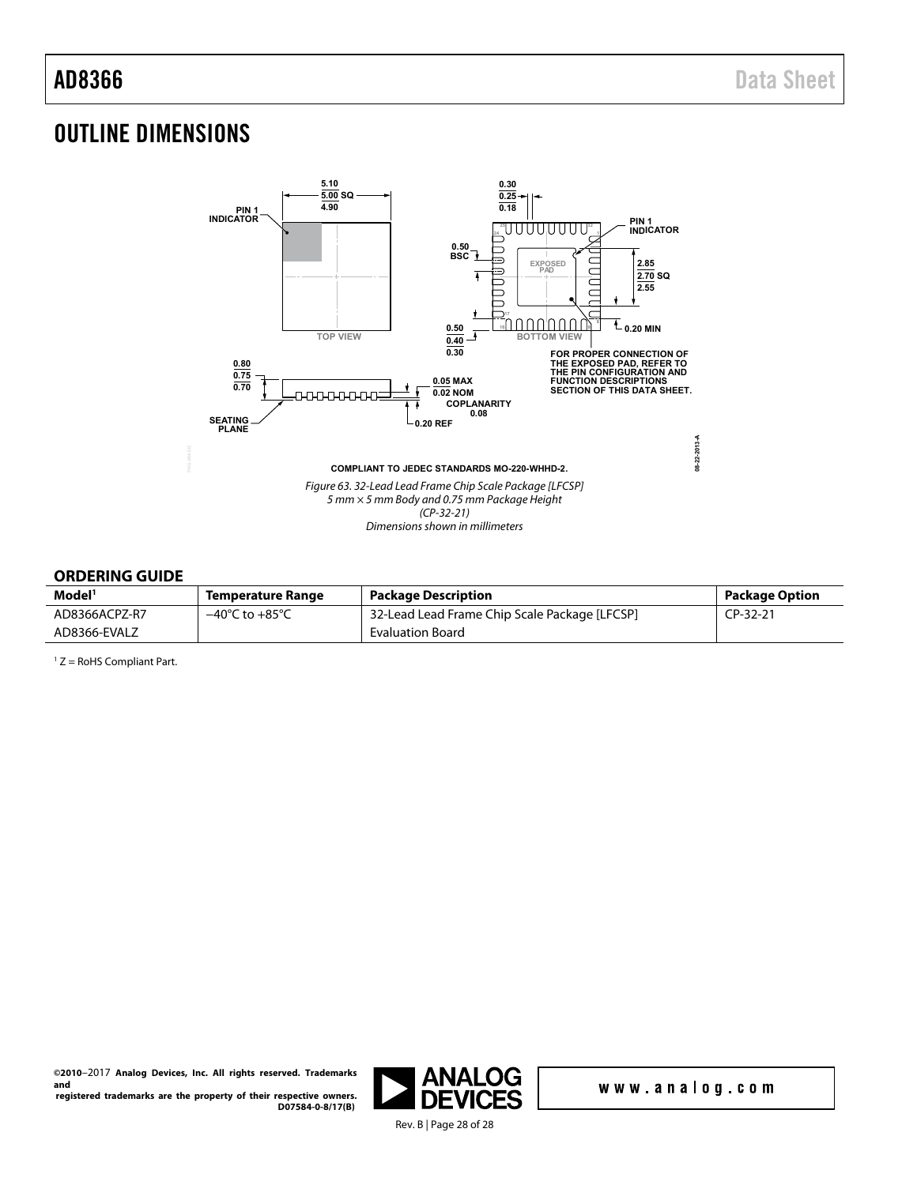# OUTLINE DIMENSIONS

5.10
5.00 SQ
4.90

PIN 1
INDICATOR

TOP VIEW

0.30
0.25
0.18

PIN 1
INDICATOR

0.50
BSC

EXPOSED
PAD

2.85
2.70 SQ
2.55

0.50
0.40
0.30

BOTTOM VIEW

0.20 MIN

FOR PROPER CONNECTION OF THE EXPOSED PAD, REFER TO THE PIN CONFIGURATION AND FUNCTION DESCRIPTIONS SECTION OF THIS DATA SHEET.

0.80
0.75
0.70

0.05 MAX
0.02 NOM

COPLANARITY
0.08

SEATING
PLANE

0.20 REF

COMPLIANT TO JEDEC STANDARDS MO-220-WHHD-2.

08-22-2013-A

*Figure 63. 32-Lead Lead Frame Chip Scale Package [LFCSP]*
*5 mm × 5 mm Body and 0.75 mm Package Height*
*(CP-32-21)*
*Dimensions shown in millimeters*

## ORDERING GUIDE

| Model[1] | Temperature Range | Package Description | Package Option |
|---|---|---|---|
| AD8366ACPZ-R7 | −40°C to +85°C | 32-Lead Lead Frame Chip Scale Package [LFCSP] | CP-32-21 |
| AD8366-EVALZ | | Evaluation Board | |

[1] Z = RoHS Compliant Part.

**©2010–2017 Analog Devices, Inc. All rights reserved. Trademarks and registered trademarks are the property of their respective owners. D07584-0-8/17(B)**